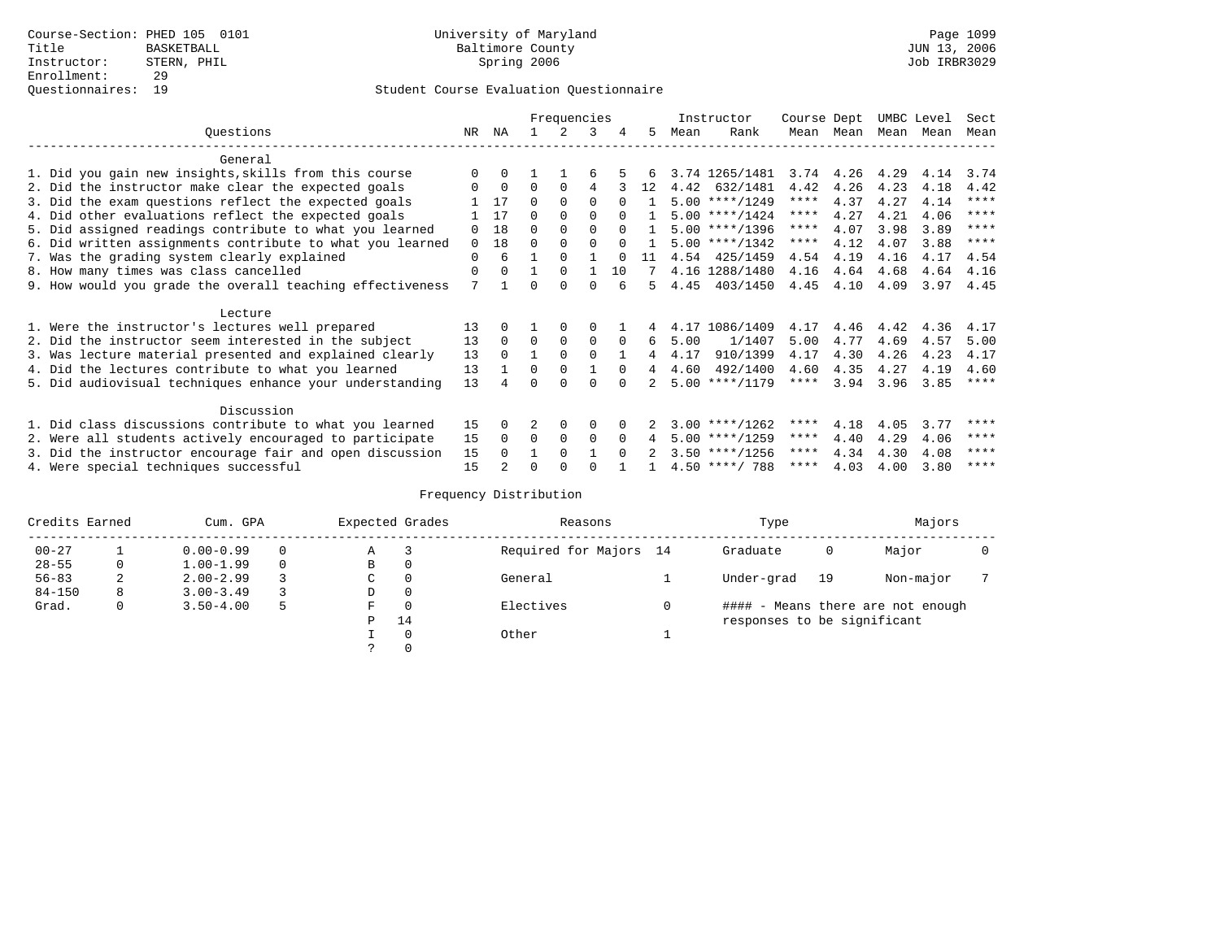Course-Section: PHED 105 0101
Title: BASKETBALL
Instructor: STERN, PHIL
Enrollment: 29
Questionnaires: 19

University of Maryland
Baltimore County
Spring 2006

JUN 13, 2006
Job IRBR3029

## Student Course Evaluation Questionnaire

| Questions | NR | NA | 1 | 2 | 3 | 4 | 5 | Instructor Mean | Instructor Rank | Course Mean | Dept Mean | UMBC Mean | Level Mean | Sect Mean |
|---|---|---|---|---|---|---|---|---|---|---|---|---|---|---|
| **General** | | | | | | | | | | | | | | |
| 1. Did you gain new insights,skills from this course | 0 | 0 | 1 | 1 | 6 | 5 | 6 | 3.74 | 1265/1481 | 3.74 | 4.26 | 4.29 | 4.14 | 3.74 |
| 2. Did the instructor make clear the expected goals | 0 | 0 | 0 | 0 | 4 | 3 | 12 | 4.42 | 632/1481 | 4.42 | 4.26 | 4.23 | 4.18 | 4.42 |
| 3. Did the exam questions reflect the expected goals | 1 | 17 | 0 | 0 | 0 | 0 | 1 | 5.00 | ****/1249 | **** | 4.37 | 4.27 | 4.14 | **** |
| 4. Did other evaluations reflect the expected goals | 1 | 17 | 0 | 0 | 0 | 0 | 1 | 5.00 | ****/1424 | **** | 4.27 | 4.21 | 4.06 | **** |
| 5. Did assigned readings contribute to what you learned | 0 | 18 | 0 | 0 | 0 | 0 | 1 | 5.00 | ****/1396 | **** | 4.07 | 3.98 | 3.89 | **** |
| 6. Did written assignments contribute to what you learned | 0 | 18 | 0 | 0 | 0 | 0 | 1 | 5.00 | ****/1342 | **** | 4.12 | 4.07 | 3.88 | **** |
| 7. Was the grading system clearly explained | 0 | 6 | 1 | 0 | 1 | 0 | 11 | 4.54 | 425/1459 | 4.54 | 4.19 | 4.16 | 4.17 | 4.54 |
| 8. How many times was class cancelled | 0 | 0 | 1 | 0 | 1 | 10 | 7 | 4.16 | 1288/1480 | 4.16 | 4.64 | 4.68 | 4.64 | 4.16 |
| 9. How would you grade the overall teaching effectiveness | 7 | 1 | 0 | 0 | 0 | 6 | 5 | 4.45 | 403/1450 | 4.45 | 4.10 | 4.09 | 3.97 | 4.45 |
| **Lecture** | | | | | | | | | | | | | | |
| 1. Were the instructor's lectures well prepared | 13 | 0 | 1 | 0 | 0 | 1 | 4 | 4.17 | 1086/1409 | 4.17 | 4.46 | 4.42 | 4.36 | 4.17 |
| 2. Did the instructor seem interested in the subject | 13 | 0 | 0 | 0 | 0 | 0 | 6 | 5.00 | 1/1407 | 5.00 | 4.77 | 4.69 | 4.57 | 5.00 |
| 3. Was lecture material presented and explained clearly | 13 | 0 | 1 | 0 | 0 | 1 | 4 | 4.17 | 910/1399 | 4.17 | 4.30 | 4.26 | 4.23 | 4.17 |
| 4. Did the lectures contribute to what you learned | 13 | 1 | 0 | 0 | 1 | 0 | 4 | 4.60 | 492/1400 | 4.60 | 4.35 | 4.27 | 4.19 | 4.60 |
| 5. Did audiovisual techniques enhance your understanding | 13 | 4 | 0 | 0 | 0 | 0 | 2 | 5.00 | ****/1179 | **** | 3.94 | 3.96 | 3.85 | **** |
| **Discussion** | | | | | | | | | | | | | | |
| 1. Did class discussions contribute to what you learned | 15 | 0 | 2 | 0 | 0 | 0 | 2 | 3.00 | ****/1262 | **** | 4.18 | 4.05 | 3.77 | **** |
| 2. Were all students actively encouraged to participate | 15 | 0 | 0 | 0 | 0 | 0 | 4 | 5.00 | ****/1259 | **** | 4.40 | 4.29 | 4.06 | **** |
| 3. Did the instructor encourage fair and open discussion | 15 | 0 | 1 | 0 | 1 | 0 | 2 | 3.50 | ****/1256 | **** | 4.34 | 4.30 | 4.08 | **** |
| 4. Were special techniques successful | 15 | 2 | 0 | 0 | 0 | 1 | 1 | 4.50 | ****/ 788 | **** | 4.03 | 4.00 | 3.80 | **** |

## Frequency Distribution

| Credits Earned | | Cum. GPA | | Expected Grades | | Reasons | | Type | | Majors | |
|---|---|---|---|---|---|---|---|---|---|---|---|
| 00-27 | 1 | 0.00-0.99 | 0 | A | 3 | Required for Majors | 14 | Graduate | 0 | Major | 0 |
| 28-55 | 0 | 1.00-1.99 | 0 | B | 0 | | | | | | |
| 56-83 | 2 | 2.00-2.99 | 3 | C | 0 | General | 1 | Under-grad | 19 | Non-major | 7 |
| 84-150 | 8 | 3.00-3.49 | 3 | D | 0 | | | | | | |
| Grad. | 0 | 3.50-4.00 | 5 | F | 0 | Electives | 0 | #### - Means there are not enough responses to be significant | | | |
| | | | | P | 14 | | | | | | |
| | | | | I | 0 | Other | 1 | | | | |
| | | | | ? | 0 | | | | | | |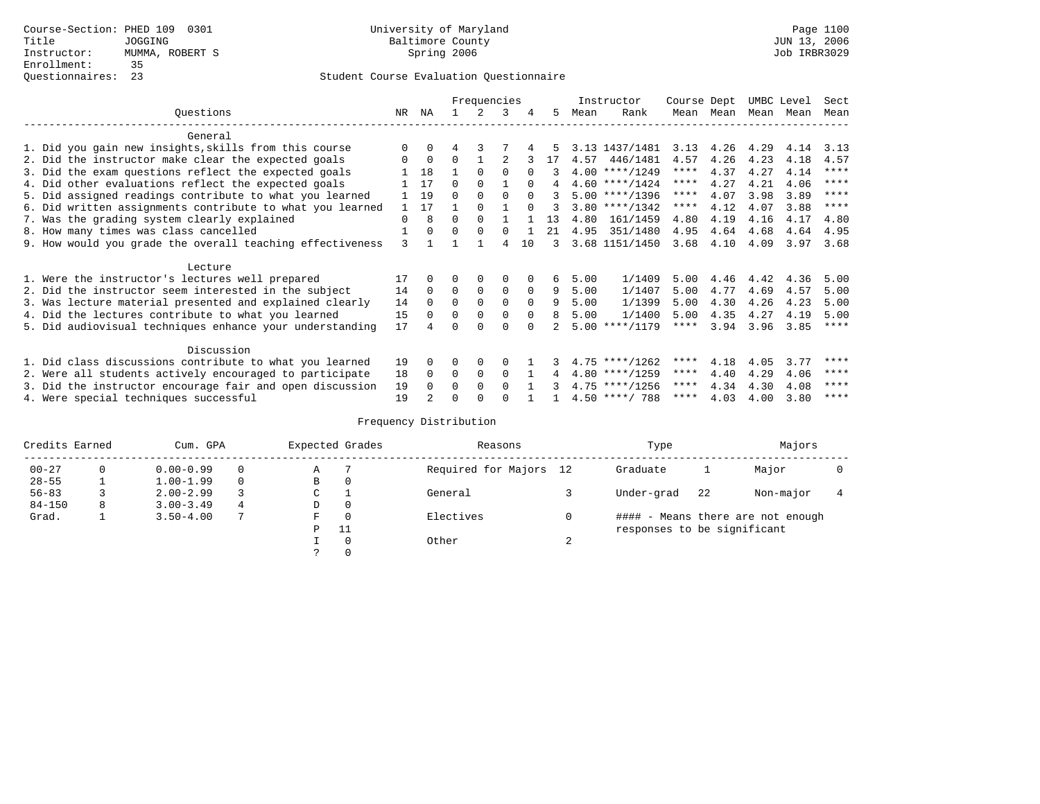Course-Section: PHED 109 0301
Title: JOGGING
Instructor: MUMMA, ROBERT S
Enrollment: 35
Questionnaires: 23

University of Maryland
Baltimore County
Spring 2006

JUN 13, 2006
Job IRBR3029

## Student Course Evaluation Questionnaire

| Questions | NR | NA | 1 | 2 | 3 | 4 | 5 | Instructor Mean | Instructor Rank | Course Mean | Dept Mean | UMBC Mean | Level Mean | Sect Mean |
|---|---|---|---|---|---|---|---|---|---|---|---|---|---|---|
| **General** | | | | | | | | | | | | | | |
| 1. Did you gain new insights,skills from this course | 0 | 0 | 4 | 3 | 7 | 4 | 5 | 3.13 | 1437/1481 | 3.13 | 4.26 | 4.29 | 4.14 | 3.13 |
| 2. Did the instructor make clear the expected goals | 0 | 0 | 0 | 1 | 2 | 3 | 17 | 4.57 | 446/1481 | 4.57 | 4.26 | 4.23 | 4.18 | 4.57 |
| 3. Did the exam questions reflect the expected goals | 1 | 18 | 1 | 0 | 0 | 0 | 3 | 4.00 | ****/1249 | **** | 4.37 | 4.27 | 4.14 | **** |
| 4. Did other evaluations reflect the expected goals | 1 | 17 | 0 | 0 | 1 | 0 | 4 | 4.60 | ****/1424 | **** | 4.27 | 4.21 | 4.06 | **** |
| 5. Did assigned readings contribute to what you learned | 1 | 19 | 0 | 0 | 0 | 0 | 3 | 5.00 | ****/1396 | **** | 4.07 | 3.98 | 3.89 | **** |
| 6. Did written assignments contribute to what you learned | 1 | 17 | 1 | 0 | 1 | 0 | 3 | 3.80 | ****/1342 | **** | 4.12 | 4.07 | 3.88 | **** |
| 7. Was the grading system clearly explained | 0 | 8 | 0 | 0 | 1 | 1 | 13 | 4.80 | 161/1459 | 4.80 | 4.19 | 4.16 | 4.17 | 4.80 |
| 8. How many times was class cancelled | 1 | 0 | 0 | 0 | 0 | 1 | 21 | 4.95 | 351/1480 | 4.95 | 4.64 | 4.68 | 4.64 | 4.95 |
| 9. How would you grade the overall teaching effectiveness | 3 | 1 | 1 | 1 | 4 | 10 | 3 | 3.68 | 1151/1450 | 3.68 | 4.10 | 4.09 | 3.97 | 3.68 |
| **Lecture** | | | | | | | | | | | | | | |
| 1. Were the instructor's lectures well prepared | 17 | 0 | 0 | 0 | 0 | 0 | 6 | 5.00 | 1/1409 | 5.00 | 4.46 | 4.42 | 4.36 | 5.00 |
| 2. Did the instructor seem interested in the subject | 14 | 0 | 0 | 0 | 0 | 0 | 9 | 5.00 | 1/1407 | 5.00 | 4.77 | 4.69 | 4.57 | 5.00 |
| 3. Was lecture material presented and explained clearly | 14 | 0 | 0 | 0 | 0 | 0 | 9 | 5.00 | 1/1399 | 5.00 | 4.30 | 4.26 | 4.23 | 5.00 |
| 4. Did the lectures contribute to what you learned | 15 | 0 | 0 | 0 | 0 | 0 | 8 | 5.00 | 1/1400 | 5.00 | 4.35 | 4.27 | 4.19 | 5.00 |
| 5. Did audiovisual techniques enhance your understanding | 17 | 4 | 0 | 0 | 0 | 0 | 2 | 5.00 | ****/1179 | **** | 3.94 | 3.96 | 3.85 | **** |
| **Discussion** | | | | | | | | | | | | | | |
| 1. Did class discussions contribute to what you learned | 19 | 0 | 0 | 0 | 0 | 1 | 3 | 4.75 | ****/1262 | **** | 4.18 | 4.05 | 3.77 | **** |
| 2. Were all students actively encouraged to participate | 18 | 0 | 0 | 0 | 0 | 1 | 4 | 4.80 | ****/1259 | **** | 4.40 | 4.29 | 4.06 | **** |
| 3. Did the instructor encourage fair and open discussion | 19 | 0 | 0 | 0 | 0 | 1 | 3 | 4.75 | ****/1256 | **** | 4.34 | 4.30 | 4.08 | **** |
| 4. Were special techniques successful | 19 | 2 | 0 | 0 | 0 | 1 | 1 | 4.50 | ****/ 788 | **** | 4.03 | 4.00 | 3.80 | **** |

## Frequency Distribution

| Credits Earned | | Cum. GPA | | Expected Grades | | Reasons | | Type | | Majors | |
|---|---|---|---|---|---|---|---|---|---|---|---|
| 00-27 | 0 | 0.00-0.99 | 0 | A | 7 | Required for Majors | 12 | Graduate | 1 | Major | 0 |
| 28-55 | 1 | 1.00-1.99 | 0 | B | 0 | | | | | | |
| 56-83 | 3 | 2.00-2.99 | 3 | C | 1 | General | 3 | Under-grad | 22 | Non-major | 4 |
| 84-150 | 8 | 3.00-3.49 | 4 | D | 0 | | | | | | |
| Grad. | 1 | 3.50-4.00 | 7 | F | 0 | Electives | 0 | | | | |
| | | | | P | 11 | | | | | | |
| | | | | I | 0 | Other | 2 | | | | |
| | | | | ? | 0 | | | | | | |

#### - Means there are not enough responses to be significant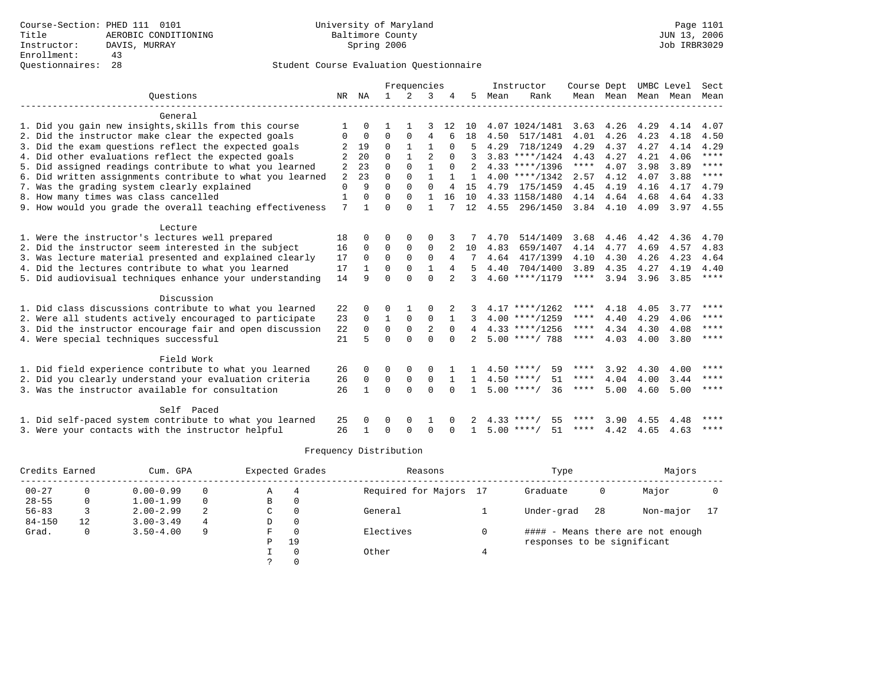Course-Section: PHED 111 0101
Title: AEROBIC CONDITIONING
Instructor: DAVIS, MURRAY
Enrollment: 43
Questionnaires: 28

University of Maryland
Baltimore County
Spring 2006

Page 1101
JUN 13, 2006
Job IRBR3029

## Student Course Evaluation Questionnaire

| Questions | NR | NA | 1 | 2 | 3 | 4 | 5 | Instructor Mean | Instructor Rank | Course Mean | Dept Mean | UMBC Mean | Level Mean | Sect Mean |
|---|---|---|---|---|---|---|---|---|---|---|---|---|---|---|
| **General** | | | | | | | | | | | | | | |
| 1. Did you gain new insights,skills from this course | 1 | 0 | 1 | 1 | 3 | 12 | 10 | 4.07 | 1024/1481 | 3.63 | 4.26 | 4.29 | 4.14 | 4.07 |
| 2. Did the instructor make clear the expected goals | 0 | 0 | 0 | 0 | 4 | 6 | 18 | 4.50 | 517/1481 | 4.01 | 4.26 | 4.23 | 4.18 | 4.50 |
| 3. Did the exam questions reflect the expected goals | 2 | 19 | 0 | 1 | 1 | 0 | 5 | 4.29 | 718/1249 | 4.29 | 4.37 | 4.27 | 4.14 | 4.29 |
| 4. Did other evaluations reflect the expected goals | 2 | 20 | 0 | 1 | 2 | 0 | 3 | 3.83 | ****/1424 | 4.43 | 4.27 | 4.21 | 4.06 | **** |
| 5. Did assigned readings contribute to what you learned | 2 | 23 | 0 | 0 | 1 | 0 | 2 | 4.33 | ****/1396 | **** | 4.07 | 3.98 | 3.89 | **** |
| 6. Did written assignments contribute to what you learned | 2 | 23 | 0 | 0 | 1 | 1 | 1 | 4.00 | ****/1342 | 2.57 | 4.12 | 4.07 | 3.88 | **** |
| 7. Was the grading system clearly explained | 0 | 9 | 0 | 0 | 0 | 4 | 15 | 4.79 | 175/1459 | 4.45 | 4.19 | 4.16 | 4.17 | 4.79 |
| 8. How many times was class cancelled | 1 | 0 | 0 | 0 | 1 | 16 | 10 | 4.33 | 1158/1480 | 4.14 | 4.64 | 4.68 | 4.64 | 4.33 |
| 9. How would you grade the overall teaching effectiveness | 7 | 1 | 0 | 0 | 1 | 7 | 12 | 4.55 | 296/1450 | 3.84 | 4.10 | 4.09 | 3.97 | 4.55 |
| **Lecture** | | | | | | | | | | | | | | |
| 1. Were the instructor's lectures well prepared | 18 | 0 | 0 | 0 | 0 | 3 | 7 | 4.70 | 514/1409 | 3.68 | 4.46 | 4.42 | 4.36 | 4.70 |
| 2. Did the instructor seem interested in the subject | 16 | 0 | 0 | 0 | 0 | 2 | 10 | 4.83 | 659/1407 | 4.14 | 4.77 | 4.69 | 4.57 | 4.83 |
| 3. Was lecture material presented and explained clearly | 17 | 0 | 0 | 0 | 0 | 4 | 7 | 4.64 | 417/1399 | 4.10 | 4.30 | 4.26 | 4.23 | 4.64 |
| 4. Did the lectures contribute to what you learned | 17 | 1 | 0 | 0 | 1 | 4 | 5 | 4.40 | 704/1400 | 3.89 | 4.35 | 4.27 | 4.19 | 4.40 |
| 5. Did audiovisual techniques enhance your understanding | 14 | 9 | 0 | 0 | 0 | 2 | 3 | 4.60 | ****/1179 | **** | 3.94 | 3.96 | 3.85 | **** |
| **Discussion** | | | | | | | | | | | | | | |
| 1. Did class discussions contribute to what you learned | 22 | 0 | 0 | 1 | 0 | 2 | 3 | 4.17 | ****/1262 | **** | 4.18 | 4.05 | 3.77 | **** |
| 2. Were all students actively encouraged to participate | 23 | 0 | 1 | 0 | 0 | 1 | 3 | 4.00 | ****/1259 | **** | 4.40 | 4.29 | 4.06 | **** |
| 3. Did the instructor encourage fair and open discussion | 22 | 0 | 0 | 0 | 2 | 0 | 4 | 4.33 | ****/1256 | **** | 4.34 | 4.30 | 4.08 | **** |
| 4. Were special techniques successful | 21 | 5 | 0 | 0 | 0 | 0 | 2 | 5.00 | ****/ 788 | **** | 4.03 | 4.00 | 3.80 | **** |
| **Field Work** | | | | | | | | | | | | | | |
| 1. Did field experience contribute to what you learned | 26 | 0 | 0 | 0 | 0 | 1 | 1 | 4.50 | ****/ 59 | **** | 3.92 | 4.30 | 4.00 | **** |
| 2. Did you clearly understand your evaluation criteria | 26 | 0 | 0 | 0 | 0 | 1 | 1 | 4.50 | ****/ 51 | **** | 4.04 | 4.00 | 3.44 | **** |
| 3. Was the instructor available for consultation | 26 | 1 | 0 | 0 | 0 | 0 | 1 | 5.00 | ****/ 36 | **** | 5.00 | 4.60 | 5.00 | **** |
| **Self Paced** | | | | | | | | | | | | | | |
| 1. Did self-paced system contribute to what you learned | 25 | 0 | 0 | 0 | 1 | 0 | 2 | 4.33 | ****/ 55 | **** | 3.90 | 4.55 | 4.48 | **** |
| 3. Were your contacts with the instructor helpful | 26 | 1 | 0 | 0 | 0 | 0 | 1 | 5.00 | ****/ 51 | **** | 4.42 | 4.65 | 4.63 | **** |

### Frequency Distribution

| Credits Earned | | Cum. GPA | | Expected Grades | | Reasons | | Type | | Majors | |
|---|---|---|---|---|---|---|---|---|---|---|---|
| 00-27 | 0 | 0.00-0.99 | 0 | A | 4 | Required for Majors | 17 | Graduate | 0 | Major | 0 |
| 28-55 | 0 | 1.00-1.99 | 0 | B | 0 | | | | | | |
| 56-83 | 3 | 2.00-2.99 | 2 | C | 0 | General | 1 | Under-grad | 28 | Non-major | 17 |
| 84-150 | 12 | 3.00-3.49 | 4 | D | 0 | | | | | | |
| Grad. | 0 | 3.50-4.00 | 9 | F | 0 | Electives | 0 | | | | |
| | | | | P | 19 | | | | | | |
| | | | | I | 0 | Other | 4 | | | | |
| | | | | ? | 0 | | | | | | |

#### - Means there are not enough responses to be significant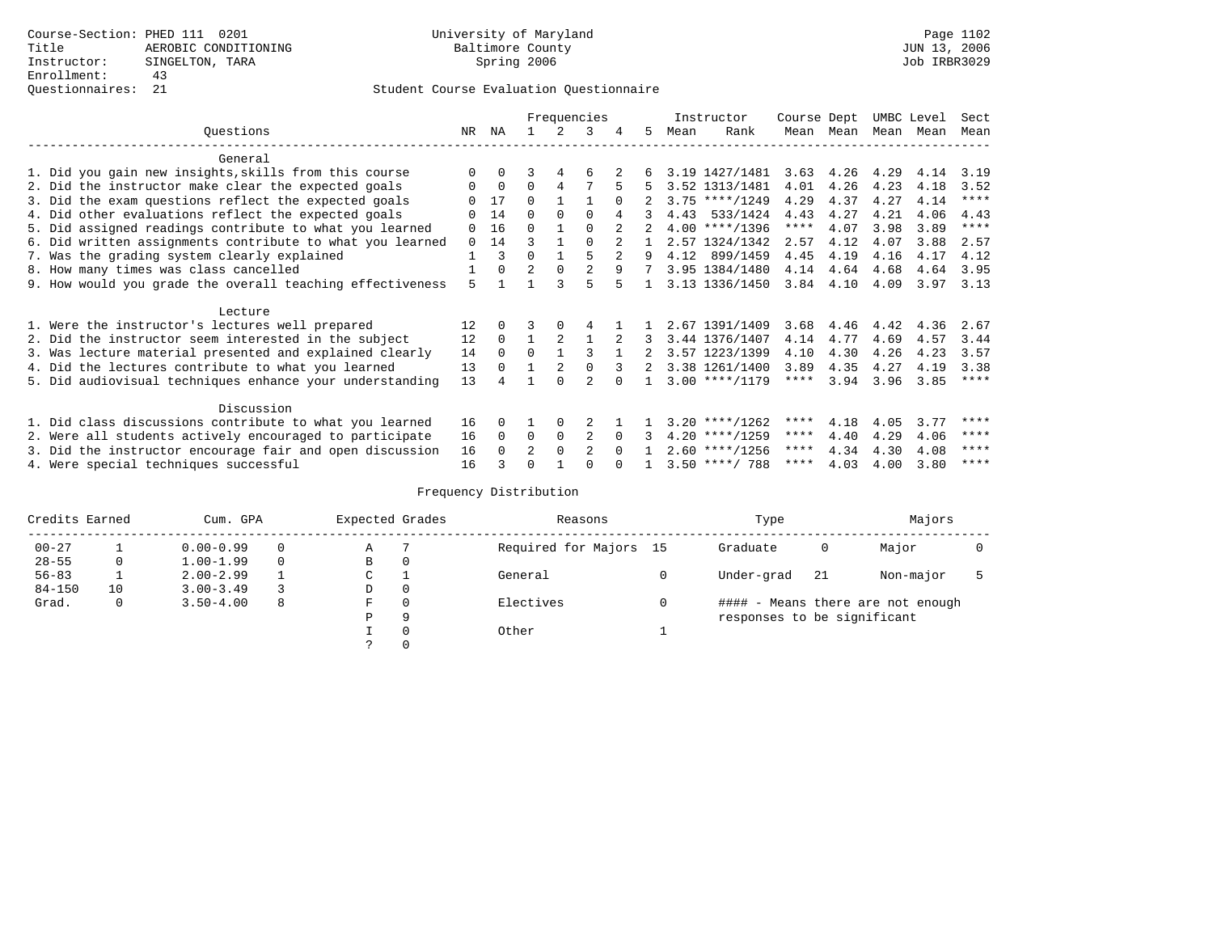Course-Section: PHED 111 0201
Title: AEROBIC CONDITIONING
Instructor: SINGELTON, TARA
Enrollment: 43
Questionnaires: 21

University of Maryland
Baltimore County
Spring 2006

Page 1102
JUN 13, 2006
Job IRBR3029

## Student Course Evaluation Questionnaire

| Questions | NR | NA | 1 | 2 | 3 | 4 | 5 | Instructor Mean | Rank | Course Mean | Dept Mean | UMBC Mean | Level Mean | Sect Mean |
|---|---|---|---|---|---|---|---|---|---|---|---|---|---|---|
| **General** | | | | | | | | | | | | | | |
| 1. Did you gain new insights,skills from this course | 0 | 0 | 3 | 4 | 6 | 2 | 6 | 3.19 | 1427/1481 | 3.63 | 4.26 | 4.29 | 4.14 | 3.19 |
| 2. Did the instructor make clear the expected goals | 0 | 0 | 0 | 4 | 7 | 5 | 5 | 3.52 | 1313/1481 | 4.01 | 4.26 | 4.23 | 4.18 | 3.52 |
| 3. Did the exam questions reflect the expected goals | 0 | 17 | 0 | 1 | 1 | 0 | 2 | 3.75 | ****/1249 | 4.29 | 4.37 | 4.27 | 4.14 | **** |
| 4. Did other evaluations reflect the expected goals | 0 | 14 | 0 | 0 | 0 | 4 | 3 | 4.43 | 533/1424 | 4.43 | 4.27 | 4.21 | 4.06 | 4.43 |
| 5. Did assigned readings contribute to what you learned | 0 | 16 | 0 | 1 | 0 | 2 | 2 | 4.00 | ****/1396 | **** | 4.07 | 3.98 | 3.89 | **** |
| 6. Did written assignments contribute to what you learned | 0 | 14 | 3 | 1 | 0 | 2 | 1 | 2.57 | 1324/1342 | 2.57 | 4.12 | 4.07 | 3.88 | 2.57 |
| 7. Was the grading system clearly explained | 1 | 3 | 0 | 1 | 5 | 2 | 9 | 4.12 | 899/1459 | 4.45 | 4.19 | 4.16 | 4.17 | 4.12 |
| 8. How many times was class cancelled | 1 | 0 | 2 | 0 | 2 | 9 | 7 | 3.95 | 1384/1480 | 4.14 | 4.64 | 4.68 | 4.64 | 3.95 |
| 9. How would you grade the overall teaching effectiveness | 5 | 1 | 1 | 3 | 5 | 5 | 1 | 3.13 | 1336/1450 | 3.84 | 4.10 | 4.09 | 3.97 | 3.13 |
| **Lecture** | | | | | | | | | | | | | | |
| 1. Were the instructor's lectures well prepared | 12 | 0 | 3 | 0 | 4 | 1 | 1 | 2.67 | 1391/1409 | 3.68 | 4.46 | 4.42 | 4.36 | 2.67 |
| 2. Did the instructor seem interested in the subject | 12 | 0 | 1 | 2 | 1 | 2 | 3 | 3.44 | 1376/1407 | 4.14 | 4.77 | 4.69 | 4.57 | 3.44 |
| 3. Was lecture material presented and explained clearly | 14 | 0 | 0 | 1 | 3 | 1 | 2 | 3.57 | 1223/1399 | 4.10 | 4.30 | 4.26 | 4.23 | 3.57 |
| 4. Did the lectures contribute to what you learned | 13 | 0 | 1 | 2 | 0 | 3 | 2 | 3.38 | 1261/1400 | 3.89 | 4.35 | 4.27 | 4.19 | 3.38 |
| 5. Did audiovisual techniques enhance your understanding | 13 | 4 | 1 | 0 | 2 | 0 | 1 | 3.00 | ****/1179 | **** | 3.94 | 3.96 | 3.85 | **** |
| **Discussion** | | | | | | | | | | | | | | |
| 1. Did class discussions contribute to what you learned | 16 | 0 | 1 | 0 | 2 | 1 | 1 | 3.20 | ****/1262 | **** | 4.18 | 4.05 | 3.77 | **** |
| 2. Were all students actively encouraged to participate | 16 | 0 | 0 | 0 | 2 | 0 | 3 | 4.20 | ****/1259 | **** | 4.40 | 4.29 | 4.06 | **** |
| 3. Did the instructor encourage fair and open discussion | 16 | 0 | 2 | 0 | 2 | 0 | 1 | 2.60 | ****/1256 | **** | 4.34 | 4.30 | 4.08 | **** |
| 4. Were special techniques successful | 16 | 3 | 0 | 1 | 0 | 0 | 1 | 3.50 | ****/ 788 | **** | 4.03 | 4.00 | 3.80 | **** |

## Frequency Distribution

| Credits Earned | | Cum. GPA | | Expected Grades | | Reasons | | Type | | Majors | |
|---|---|---|---|---|---|---|---|---|---|---|---|
| 00-27 | 1 | 0.00-0.99 | 0 | A | 7 | Required for Majors | 15 | Graduate | 0 | Major | 0 |
| 28-55 | 0 | 1.00-1.99 | 0 | B | 0 | | | | | | |
| 56-83 | 1 | 2.00-2.99 | 1 | C | 1 | General | 0 | Under-grad | 21 | Non-major | 5 |
| 84-150 | 10 | 3.00-3.49 | 3 | D | 0 | | | | | | |
| Grad. | 0 | 3.50-4.00 | 8 | F | 0 | Electives | 0 | #### - Means there are not enough responses to be significant | | | |
| | | | | P | 9 | | | | | | |
| | | | | I | 0 | Other | 1 | | | | |
| | | | | ? | 0 | | | | | | |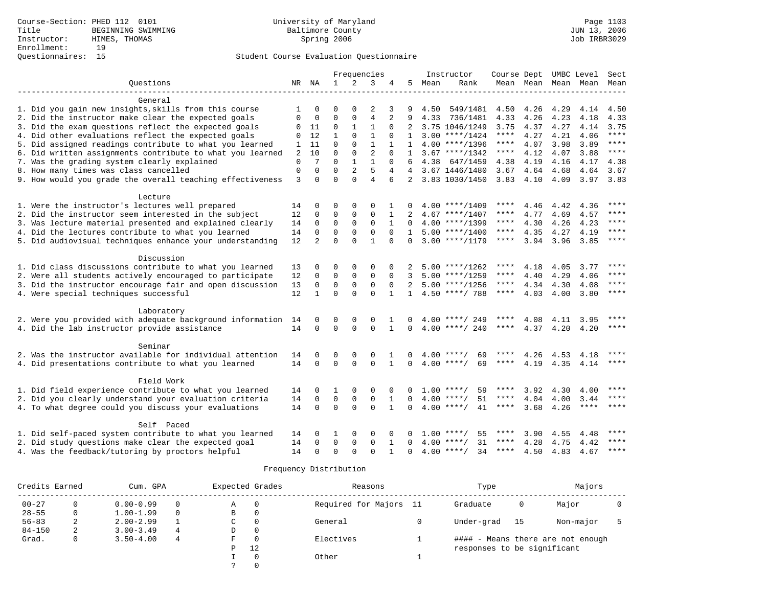Course-Section: PHED 112 0101
Title: BEGINNING SWIMMING
Instructor: HIMES, THOMAS
Enrollment: 19
Questionnaires: 15

University of Maryland
Baltimore County
Spring 2006

Page 1103
JUN 13, 2006
Job IRBR3029

## Student Course Evaluation Questionnaire

| Questions | NR | NA | 1 | 2 | 3 | 4 | 5 | Instructor Mean | Instructor Rank | Course Mean | Dept Mean | UMBC Level Mean | Level Mean | Sect Mean |
|---|---|---|---|---|---|---|---|---|---|---|---|---|---|---|
| **General** | | | | | | | | | | | | | | |
| 1. Did you gain new insights,skills from this course | 1 | 0 | 0 | 0 | 2 | 3 | 9 | 4.50 | 549/1481 | 4.50 | 4.26 | 4.29 | 4.14 | 4.50 |
| 2. Did the instructor make clear the expected goals | 0 | 0 | 0 | 0 | 4 | 2 | 9 | 4.33 | 736/1481 | 4.33 | 4.26 | 4.23 | 4.18 | 4.33 |
| 3. Did the exam questions reflect the expected goals | 0 | 11 | 0 | 1 | 1 | 0 | 2 | 3.75 | 1046/1249 | 3.75 | 4.37 | 4.27 | 4.14 | 3.75 |
| 4. Did other evaluations reflect the expected goals | 0 | 12 | 1 | 0 | 1 | 0 | 1 | 3.00 | ****/1424 | **** | 4.27 | 4.21 | 4.06 | **** |
| 5. Did assigned readings contribute to what you learned | 1 | 11 | 0 | 0 | 1 | 1 | 1 | 4.00 | ****/1396 | **** | 4.07 | 3.98 | 3.89 | **** |
| 6. Did written assignments contribute to what you learned | 2 | 10 | 0 | 0 | 2 | 0 | 1 | 3.67 | ****/1342 | **** | 4.12 | 4.07 | 3.88 | **** |
| 7. Was the grading system clearly explained | 0 | 7 | 0 | 1 | 1 | 0 | 6 | 4.38 | 647/1459 | 4.38 | 4.19 | 4.16 | 4.17 | 4.38 |
| 8. How many times was class cancelled | 0 | 0 | 0 | 2 | 5 | 4 | 4 | 3.67 | 1446/1480 | 3.67 | 4.64 | 4.68 | 4.64 | 3.67 |
| 9. How would you grade the overall teaching effectiveness | 3 | 0 | 0 | 0 | 4 | 6 | 2 | 3.83 | 1030/1450 | 3.83 | 4.10 | 4.09 | 3.97 | 3.83 |
| **Lecture** | | | | | | | | | | | | | | |
| 1. Were the instructor's lectures well prepared | 14 | 0 | 0 | 0 | 0 | 1 | 0 | 4.00 | ****/1409 | **** | 4.46 | 4.42 | 4.36 | **** |
| 2. Did the instructor seem interested in the subject | 12 | 0 | 0 | 0 | 0 | 1 | 2 | 4.67 | ****/1407 | **** | 4.77 | 4.69 | 4.57 | **** |
| 3. Was lecture material presented and explained clearly | 14 | 0 | 0 | 0 | 0 | 1 | 0 | 4.00 | ****/1399 | **** | 4.30 | 4.26 | 4.23 | **** |
| 4. Did the lectures contribute to what you learned | 14 | 0 | 0 | 0 | 0 | 0 | 1 | 5.00 | ****/1400 | **** | 4.35 | 4.27 | 4.19 | **** |
| 5. Did audiovisual techniques enhance your understanding | 12 | 2 | 0 | 0 | 1 | 0 | 0 | 3.00 | ****/1179 | **** | 3.94 | 3.96 | 3.85 | **** |
| **Discussion** | | | | | | | | | | | | | | |
| 1. Did class discussions contribute to what you learned | 13 | 0 | 0 | 0 | 0 | 0 | 2 | 5.00 | ****/1262 | **** | 4.18 | 4.05 | 3.77 | **** |
| 2. Were all students actively encouraged to participate | 12 | 0 | 0 | 0 | 0 | 0 | 3 | 5.00 | ****/1259 | **** | 4.40 | 4.29 | 4.06 | **** |
| 3. Did the instructor encourage fair and open discussion | 13 | 0 | 0 | 0 | 0 | 0 | 2 | 5.00 | ****/1256 | **** | 4.34 | 4.30 | 4.08 | **** |
| 4. Were special techniques successful | 12 | 1 | 0 | 0 | 0 | 1 | 1 | 4.50 | ****/ 788 | **** | 4.03 | 4.00 | 3.80 | **** |
| **Laboratory** | | | | | | | | | | | | | | |
| 2. Were you provided with adequate background information | 14 | 0 | 0 | 0 | 0 | 1 | 0 | 4.00 | ****/ 249 | **** | 4.08 | 4.11 | 3.95 | **** |
| 4. Did the lab instructor provide assistance | 14 | 0 | 0 | 0 | 0 | 1 | 0 | 4.00 | ****/ 240 | **** | 4.37 | 4.20 | 4.20 | **** |
| **Seminar** | | | | | | | | | | | | | | |
| 2. Was the instructor available for individual attention | 14 | 0 | 0 | 0 | 0 | 1 | 0 | 4.00 | ****/ 69 | **** | 4.26 | 4.53 | 4.18 | **** |
| 4. Did presentations contribute to what you learned | 14 | 0 | 0 | 0 | 0 | 1 | 0 | 4.00 | ****/ 69 | **** | 4.19 | 4.35 | 4.14 | **** |
| **Field Work** | | | | | | | | | | | | | | |
| 1. Did field experience contribute to what you learned | 14 | 0 | 1 | 0 | 0 | 0 | 0 | 1.00 | ****/ 59 | **** | 3.92 | 4.30 | 4.00 | **** |
| 2. Did you clearly understand your evaluation criteria | 14 | 0 | 0 | 0 | 0 | 1 | 0 | 4.00 | ****/ 51 | **** | 4.04 | 4.00 | 3.44 | **** |
| 4. To what degree could you discuss your evaluations | 14 | 0 | 0 | 0 | 0 | 1 | 0 | 4.00 | ****/ 41 | **** | 3.68 | 4.26 | **** | **** |
| **Self Paced** | | | | | | | | | | | | | | |
| 1. Did self-paced system contribute to what you learned | 14 | 0 | 1 | 0 | 0 | 0 | 0 | 1.00 | ****/ 55 | **** | 3.90 | 4.55 | 4.48 | **** |
| 2. Did study questions make clear the expected goal | 14 | 0 | 0 | 0 | 0 | 1 | 0 | 4.00 | ****/ 31 | **** | 4.28 | 4.75 | 4.42 | **** |
| 4. Was the feedback/tutoring by proctors helpful | 14 | 0 | 0 | 0 | 0 | 1 | 0 | 4.00 | ****/ 34 | **** | 4.50 | 4.83 | 4.67 | **** |

## Frequency Distribution

| Credits Earned | | Cum. GPA | | Expected Grades | | Reasons | | Type | | Majors | |
|---|---|---|---|---|---|---|---|---|---|---|---|
| 00-27 | 0 | 0.00-0.99 | 0 | A | 0 | Required for Majors | 11 | Graduate | 0 | Major | 0 |
| 28-55 | 0 | 1.00-1.99 | 0 | B | 0 | | | | | | |
| 56-83 | 2 | 2.00-2.99 | 1 | C | 0 | General | 0 | Under-grad | 15 | Non-major | 5 |
| 84-150 | 2 | 3.00-3.49 | 4 | D | 0 | | | | | | |
| Grad. | 0 | 3.50-4.00 | 4 | F | 0 | Electives | 1 | #### - Means there are not enough responses to be significant | | | |
| | | | | P | 12 | | | | | | |
| | | | | I | 0 | Other | 1 | | | | |
| | | | | ? | 0 | | | | | | |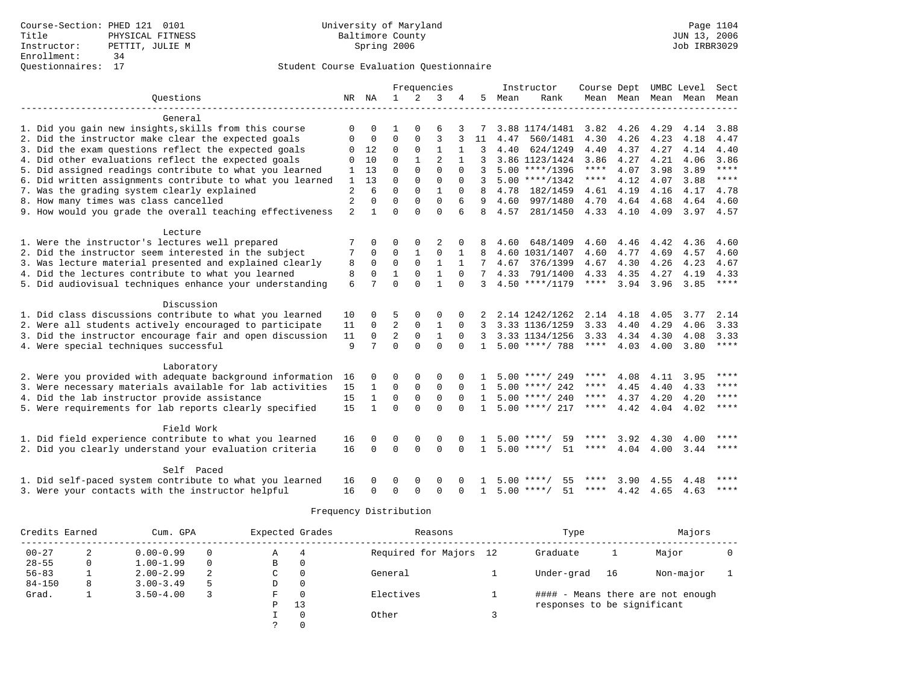Course-Section: PHED 121 0101
Title: PHYSICAL FITNESS
Instructor: PETTIT, JULIE M
Enrollment: 34
Questionnaires: 17

University of Maryland
Baltimore County
Spring 2006

JUN 13, 2006
Job IRBR3029

Student Course Evaluation Questionnaire

| Questions | NR | NA | 1 | 2 | 3 | 4 | 5 | Instructor Mean | Instructor Rank | Course Mean | Dept Mean | UMBC Mean | Level Mean | Sect Mean |
|---|---|---|---|---|---|---|---|---|---|---|---|---|---|---|
| **General** | | | | | | | | | | | | | | |
| 1. Did you gain new insights,skills from this course | 0 | 0 | 1 | 0 | 6 | 3 | 7 | 3.88 | 1174/1481 | 3.82 | 4.26 | 4.29 | 4.14 | 3.88 |
| 2. Did the instructor make clear the expected goals | 0 | 0 | 0 | 0 | 3 | 3 | 11 | 4.47 | 560/1481 | 4.30 | 4.26 | 4.23 | 4.18 | 4.47 |
| 3. Did the exam questions reflect the expected goals | 0 | 12 | 0 | 0 | 1 | 1 | 3 | 4.40 | 624/1249 | 4.40 | 4.37 | 4.27 | 4.14 | 4.40 |
| 4. Did other evaluations reflect the expected goals | 0 | 10 | 0 | 1 | 2 | 1 | 3 | 3.86 | 1123/1424 | 3.86 | 4.27 | 4.21 | 4.06 | 3.86 |
| 5. Did assigned readings contribute to what you learned | 1 | 13 | 0 | 0 | 0 | 0 | 3 | 5.00 | ****/1396 | **** | 4.07 | 3.98 | 3.89 | **** |
| 6. Did written assignments contribute to what you learned | 1 | 13 | 0 | 0 | 0 | 0 | 3 | 5.00 | ****/1342 | **** | 4.12 | 4.07 | 3.88 | **** |
| 7. Was the grading system clearly explained | 2 | 6 | 0 | 0 | 1 | 0 | 8 | 4.78 | 182/1459 | 4.61 | 4.19 | 4.16 | 4.17 | 4.78 |
| 8. How many times was class cancelled | 2 | 0 | 0 | 0 | 0 | 6 | 9 | 4.60 | 997/1480 | 4.70 | 4.64 | 4.68 | 4.64 | 4.60 |
| 9. How would you grade the overall teaching effectiveness | 2 | 1 | 0 | 0 | 0 | 6 | 8 | 4.57 | 281/1450 | 4.33 | 4.10 | 4.09 | 3.97 | 4.57 |
| **Lecture** | | | | | | | | | | | | | | |
| 1. Were the instructor's lectures well prepared | 7 | 0 | 0 | 0 | 2 | 0 | 8 | 4.60 | 648/1409 | 4.60 | 4.46 | 4.42 | 4.36 | 4.60 |
| 2. Did the instructor seem interested in the subject | 7 | 0 | 0 | 1 | 0 | 1 | 8 | 4.60 | 1031/1407 | 4.60 | 4.77 | 4.69 | 4.57 | 4.60 |
| 3. Was lecture material presented and explained clearly | 8 | 0 | 0 | 0 | 1 | 1 | 7 | 4.67 | 376/1399 | 4.67 | 4.30 | 4.26 | 4.23 | 4.67 |
| 4. Did the lectures contribute to what you learned | 8 | 0 | 1 | 0 | 1 | 0 | 7 | 4.33 | 791/1400 | 4.33 | 4.35 | 4.27 | 4.19 | 4.33 |
| 5. Did audiovisual techniques enhance your understanding | 6 | 7 | 0 | 0 | 1 | 0 | 3 | 4.50 | ****/1179 | **** | 3.94 | 3.96 | 3.85 | **** |
| **Discussion** | | | | | | | | | | | | | | |
| 1. Did class discussions contribute to what you learned | 10 | 0 | 5 | 0 | 0 | 0 | 2 | 2.14 | 1242/1262 | 2.14 | 4.18 | 4.05 | 3.77 | 2.14 |
| 2. Were all students actively encouraged to participate | 11 | 0 | 2 | 0 | 1 | 0 | 3 | 3.33 | 1136/1259 | 3.33 | 4.40 | 4.29 | 4.06 | 3.33 |
| 3. Did the instructor encourage fair and open discussion | 11 | 0 | 2 | 0 | 1 | 0 | 3 | 3.33 | 1134/1256 | 3.33 | 4.34 | 4.30 | 4.08 | 3.33 |
| 4. Were special techniques successful | 9 | 7 | 0 | 0 | 0 | 0 | 1 | 5.00 | ****/ 788 | **** | 4.03 | 4.00 | 3.80 | **** |
| **Laboratory** | | | | | | | | | | | | | | |
| 2. Were you provided with adequate background information | 16 | 0 | 0 | 0 | 0 | 0 | 1 | 5.00 | ****/ 249 | **** | 4.08 | 4.11 | 3.95 | **** |
| 3. Were necessary materials available for lab activities | 15 | 1 | 0 | 0 | 0 | 0 | 1 | 5.00 | ****/ 242 | **** | 4.45 | 4.40 | 4.33 | **** |
| 4. Did the lab instructor provide assistance | 15 | 1 | 0 | 0 | 0 | 0 | 1 | 5.00 | ****/ 240 | **** | 4.37 | 4.20 | 4.20 | **** |
| 5. Were requirements for lab reports clearly specified | 15 | 1 | 0 | 0 | 0 | 0 | 1 | 5.00 | ****/ 217 | **** | 4.42 | 4.04 | 4.02 | **** |
| **Field Work** | | | | | | | | | | | | | | |
| 1. Did field experience contribute to what you learned | 16 | 0 | 0 | 0 | 0 | 0 | 1 | 5.00 | ****/ 59 | **** | 3.92 | 4.30 | 4.00 | **** |
| 2. Did you clearly understand your evaluation criteria | 16 | 0 | 0 | 0 | 0 | 0 | 1 | 5.00 | ****/ 51 | **** | 4.04 | 4.00 | 3.44 | **** |
| **Self Paced** | | | | | | | | | | | | | | |
| 1. Did self-paced system contribute to what you learned | 16 | 0 | 0 | 0 | 0 | 0 | 1 | 5.00 | ****/ 55 | **** | 3.90 | 4.55 | 4.48 | **** |
| 3. Were your contacts with the instructor helpful | 16 | 0 | 0 | 0 | 0 | 0 | 1 | 5.00 | ****/ 51 | **** | 4.42 | 4.65 | 4.63 | **** |

Frequency Distribution

| Credits Earned | | Cum. GPA | | Expected Grades | | Reasons | | Type | | Majors | |
|---|---|---|---|---|---|---|---|---|---|---|---|
| 00-27 | 2 | 0.00-0.99 | 0 | A | 4 | Required for Majors | 12 | Graduate | 1 | Major | 0 |
| 28-55 | 0 | 1.00-1.99 | 0 | B | 0 | | | | | | |
| 56-83 | 1 | 2.00-2.99 | 2 | C | 0 | General | 1 | Under-grad | 16 | Non-major | 1 |
| 84-150 | 8 | 3.00-3.49 | 5 | D | 0 | | | | | | |
| Grad. | 1 | 3.50-4.00 | 3 | F | 0 | Electives | 1 | #### - Means there are not enough responses to be significant | | | |
| | | | | P | 13 | | | | | | |
| | | | | I | 0 | Other | 3 | | | | |
| | | | | ? | 0 | | | | | | |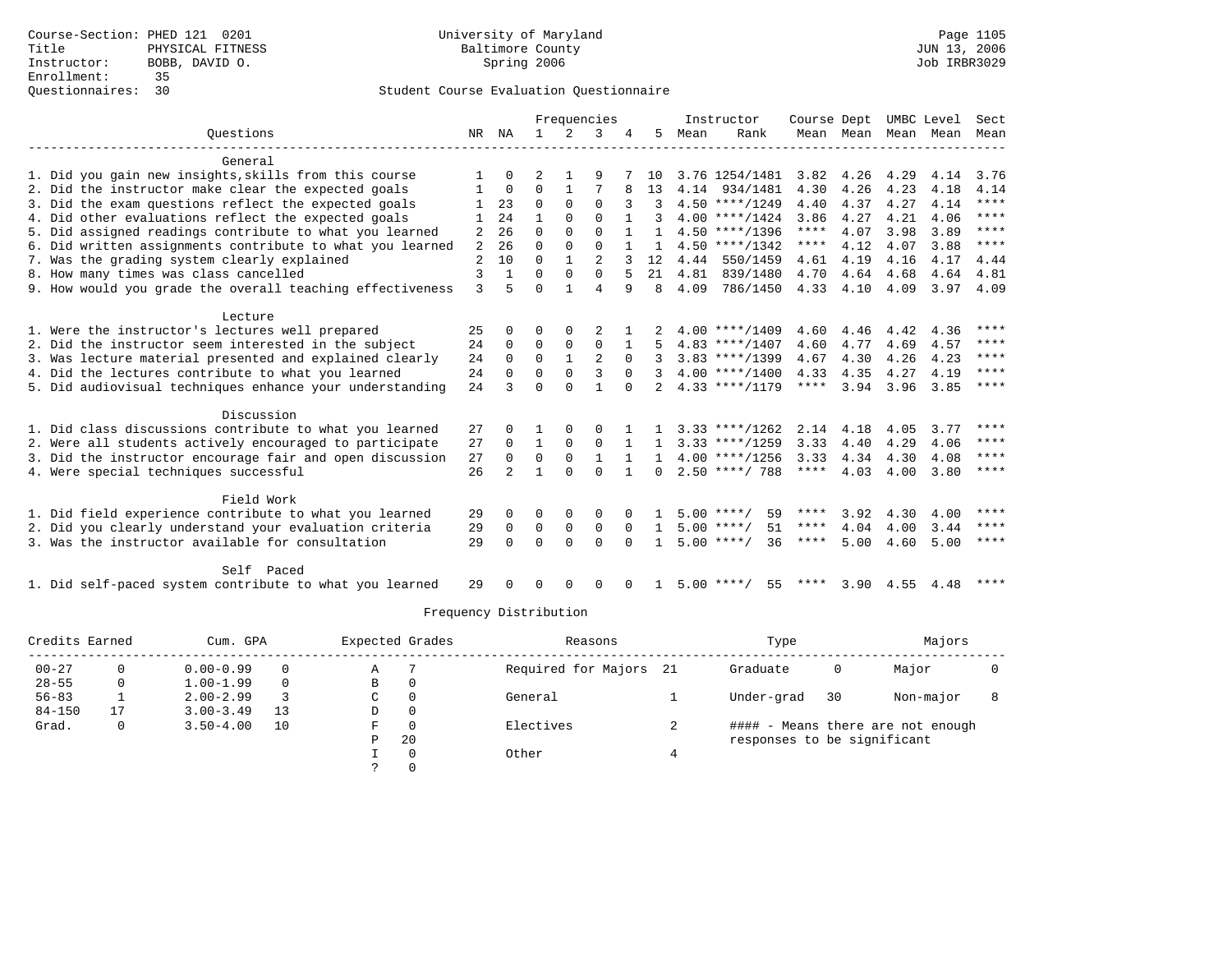Course-Section: PHED 121 0201
Title: PHYSICAL FITNESS
Instructor: BOBB, DAVID O.
Enrollment: 35
Questionnaires: 30

University of Maryland
Baltimore County
Spring 2006

JUN 13, 2006
Job IRBR3029

## Student Course Evaluation Questionnaire

| Questions | NR | NA | 1 | 2 | 3 | 4 | 5 | Instructor Mean | Rank | Course Mean | Dept Mean | UMBC Mean | Level Mean | Sect Mean |
|---|---|---|---|---|---|---|---|---|---|---|---|---|---|---|
| **General** | | | | | | | | | | | | | | |
| 1. Did you gain new insights,skills from this course | 1 | 0 | 2 | 1 | 9 | 7 | 10 | 3.76 | 1254/1481 | 3.82 | 4.26 | 4.29 | 4.14 | 3.76 |
| 2. Did the instructor make clear the expected goals | 1 | 0 | 0 | 1 | 7 | 8 | 13 | 4.14 | 934/1481 | 4.30 | 4.26 | 4.23 | 4.18 | 4.14 |
| 3. Did the exam questions reflect the expected goals | 1 | 23 | 0 | 0 | 0 | 3 | 3 | 4.50 | ****/1249 | 4.40 | 4.37 | 4.27 | 4.14 | **** |
| 4. Did other evaluations reflect the expected goals | 1 | 24 | 1 | 0 | 0 | 1 | 3 | 4.00 | ****/1424 | 3.86 | 4.27 | 4.21 | 4.06 | **** |
| 5. Did assigned readings contribute to what you learned | 2 | 26 | 0 | 0 | 0 | 1 | 1 | 4.50 | ****/1396 | **** | 4.07 | 3.98 | 3.89 | **** |
| 6. Did written assignments contribute to what you learned | 2 | 26 | 0 | 0 | 0 | 1 | 1 | 4.50 | ****/1342 | **** | 4.12 | 4.07 | 3.88 | **** |
| 7. Was the grading system clearly explained | 2 | 10 | 0 | 1 | 2 | 3 | 12 | 4.44 | 550/1459 | 4.61 | 4.19 | 4.16 | 4.17 | 4.44 |
| 8. How many times was class cancelled | 3 | 1 | 0 | 0 | 0 | 5 | 21 | 4.81 | 839/1480 | 4.70 | 4.64 | 4.68 | 4.64 | 4.81 |
| 9. How would you grade the overall teaching effectiveness | 3 | 5 | 0 | 1 | 4 | 9 | 8 | 4.09 | 786/1450 | 4.33 | 4.10 | 4.09 | 3.97 | 4.09 |
| **Lecture** | | | | | | | | | | | | | | |
| 1. Were the instructor's lectures well prepared | 25 | 0 | 0 | 0 | 2 | 1 | 2 | 4.00 | ****/1409 | 4.60 | 4.46 | 4.42 | 4.36 | **** |
| 2. Did the instructor seem interested in the subject | 24 | 0 | 0 | 0 | 0 | 1 | 5 | 4.83 | ****/1407 | 4.60 | 4.77 | 4.69 | 4.57 | **** |
| 3. Was lecture material presented and explained clearly | 24 | 0 | 0 | 1 | 2 | 0 | 3 | 3.83 | ****/1399 | 4.67 | 4.30 | 4.26 | 4.23 | **** |
| 4. Did the lectures contribute to what you learned | 24 | 0 | 0 | 0 | 3 | 0 | 3 | 4.00 | ****/1400 | 4.33 | 4.35 | 4.27 | 4.19 | **** |
| 5. Did audiovisual techniques enhance your understanding | 24 | 3 | 0 | 0 | 1 | 0 | 2 | 4.33 | ****/1179 | **** | 3.94 | 3.96 | 3.85 | **** |
| **Discussion** | | | | | | | | | | | | | | |
| 1. Did class discussions contribute to what you learned | 27 | 0 | 1 | 0 | 0 | 1 | 1 | 3.33 | ****/1262 | 2.14 | 4.18 | 4.05 | 3.77 | **** |
| 2. Were all students actively encouraged to participate | 27 | 0 | 1 | 0 | 0 | 1 | 1 | 3.33 | ****/1259 | 3.33 | 4.40 | 4.29 | 4.06 | **** |
| 3. Did the instructor encourage fair and open discussion | 27 | 0 | 0 | 0 | 1 | 1 | 1 | 4.00 | ****/1256 | 3.33 | 4.34 | 4.30 | 4.08 | **** |
| 4. Were special techniques successful | 26 | 2 | 1 | 0 | 0 | 1 | 0 | 2.50 | ****/ 788 | **** | 4.03 | 4.00 | 3.80 | **** |
| **Field Work** | | | | | | | | | | | | | | |
| 1. Did field experience contribute to what you learned | 29 | 0 | 0 | 0 | 0 | 0 | 1 | 5.00 | ****/ 59 | **** | 3.92 | 4.30 | 4.00 | **** |
| 2. Did you clearly understand your evaluation criteria | 29 | 0 | 0 | 0 | 0 | 0 | 1 | 5.00 | ****/ 51 | **** | 4.04 | 4.00 | 3.44 | **** |
| 3. Was the instructor available for consultation | 29 | 0 | 0 | 0 | 0 | 0 | 1 | 5.00 | ****/ 36 | **** | 5.00 | 4.60 | 5.00 | **** |
| **Self Paced** | | | | | | | | | | | | | | |
| 1. Did self-paced system contribute to what you learned | 29 | 0 | 0 | 0 | 0 | 0 | 1 | 5.00 | ****/ 55 | **** | 3.90 | 4.55 | 4.48 | **** |

## Frequency Distribution

| Credits Earned | | Cum. GPA | | Expected Grades | | Reasons | | Type | | Majors | |
|---|---|---|---|---|---|---|---|---|---|---|---|
| 00-27 | 0 | 0.00-0.99 | 0 | A | 7 | Required for Majors | 21 | Graduate | 0 | Major | 0 |
| 28-55 | 0 | 1.00-1.99 | 0 | B | 0 | | | | | | |
| 56-83 | 1 | 2.00-2.99 | 3 | C | 0 | General | 1 | Under-grad | 30 | Non-major | 8 |
| 84-150 | 17 | 3.00-3.49 | 13 | D | 0 | | | | | | |
| Grad. | 0 | 3.50-4.00 | 10 | F | 0 | Electives | 2 | | | | |
| | | | | P | 20 | | | | | | |
| | | | | I | 0 | Other | 4 | | | | |
| | | | | ? | 0 | | | | | | |

#### - Means there are not enough responses to be significant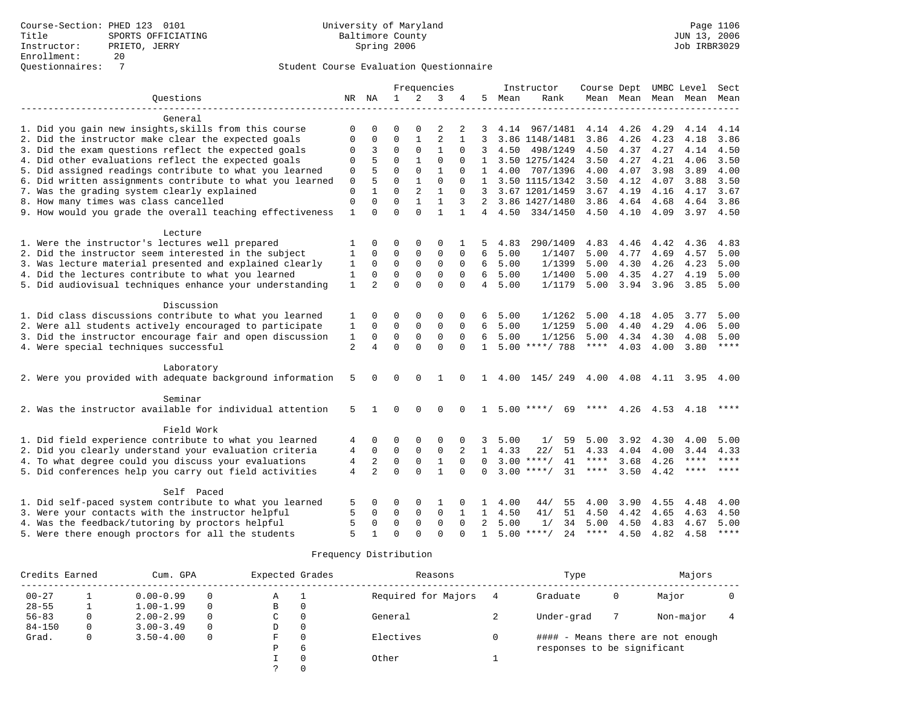Course-Section: PHED 123 0101
Title: SPORTS OFFICIATING
Instructor: PRIETO, JERRY
Enrollment: 20
Questionnaires: 7

University of Maryland
Baltimore County
Spring 2006

JUN 13, 2006
Job IRBR3029

## Student Course Evaluation Questionnaire

| Questions | NR | NA | 1 | 2 | 3 | 4 | 5 | Instructor Mean | Instructor Rank | Course Mean | Dept Mean | UMBC Mean | Level Mean | Sect Mean |
|---|---|---|---|---|---|---|---|---|---|---|---|---|---|---|
| **General** | | | | | | | | | | | | | | |
| 1. Did you gain new insights,skills from this course | 0 | 0 | 0 | 0 | 2 | 2 | 3 | 4.14 | 967/1481 | 4.14 | 4.26 | 4.29 | 4.14 | 4.14 |
| 2. Did the instructor make clear the expected goals | 0 | 0 | 0 | 1 | 2 | 1 | 3 | 3.86 | 1148/1481 | 3.86 | 4.26 | 4.23 | 4.18 | 3.86 |
| 3. Did the exam questions reflect the expected goals | 0 | 3 | 0 | 0 | 1 | 0 | 3 | 4.50 | 498/1249 | 4.50 | 4.37 | 4.27 | 4.14 | 4.50 |
| 4. Did other evaluations reflect the expected goals | 0 | 5 | 0 | 1 | 0 | 0 | 1 | 3.50 | 1275/1424 | 3.50 | 4.27 | 4.21 | 4.06 | 3.50 |
| 5. Did assigned readings contribute to what you learned | 0 | 5 | 0 | 0 | 1 | 0 | 1 | 4.00 | 707/1396 | 4.00 | 4.07 | 3.98 | 3.89 | 4.00 |
| 6. Did written assignments contribute to what you learned | 0 | 5 | 0 | 1 | 0 | 0 | 1 | 3.50 | 1115/1342 | 3.50 | 4.12 | 4.07 | 3.88 | 3.50 |
| 7. Was the grading system clearly explained | 0 | 1 | 0 | 2 | 1 | 0 | 3 | 3.67 | 1201/1459 | 3.67 | 4.19 | 4.16 | 4.17 | 3.67 |
| 8. How many times was class cancelled | 0 | 0 | 0 | 1 | 1 | 3 | 2 | 3.86 | 1427/1480 | 3.86 | 4.64 | 4.68 | 4.64 | 3.86 |
| 9. How would you grade the overall teaching effectiveness | 1 | 0 | 0 | 0 | 1 | 1 | 4 | 4.50 | 334/1450 | 4.50 | 4.10 | 4.09 | 3.97 | 4.50 |
| **Lecture** | | | | | | | | | | | | | | |
| 1. Were the instructor's lectures well prepared | 1 | 0 | 0 | 0 | 0 | 1 | 5 | 4.83 | 290/1409 | 4.83 | 4.46 | 4.42 | 4.36 | 4.83 |
| 2. Did the instructor seem interested in the subject | 1 | 0 | 0 | 0 | 0 | 0 | 6 | 5.00 | 1/1407 | 5.00 | 4.77 | 4.69 | 4.57 | 5.00 |
| 3. Was lecture material presented and explained clearly | 1 | 0 | 0 | 0 | 0 | 0 | 6 | 5.00 | 1/1399 | 5.00 | 4.30 | 4.26 | 4.23 | 5.00 |
| 4. Did the lectures contribute to what you learned | 1 | 0 | 0 | 0 | 0 | 0 | 6 | 5.00 | 1/1400 | 5.00 | 4.35 | 4.27 | 4.19 | 5.00 |
| 5. Did audiovisual techniques enhance your understanding | 1 | 2 | 0 | 0 | 0 | 0 | 4 | 5.00 | 1/1179 | 5.00 | 3.94 | 3.96 | 3.85 | 5.00 |
| **Discussion** | | | | | | | | | | | | | | |
| 1. Did class discussions contribute to what you learned | 1 | 0 | 0 | 0 | 0 | 0 | 6 | 5.00 | 1/1262 | 5.00 | 4.18 | 4.05 | 3.77 | 5.00 |
| 2. Were all students actively encouraged to participate | 1 | 0 | 0 | 0 | 0 | 0 | 6 | 5.00 | 1/1259 | 5.00 | 4.40 | 4.29 | 4.06 | 5.00 |
| 3. Did the instructor encourage fair and open discussion | 1 | 0 | 0 | 0 | 0 | 0 | 6 | 5.00 | 1/1256 | 5.00 | 4.34 | 4.30 | 4.08 | 5.00 |
| 4. Were special techniques successful | 2 | 4 | 0 | 0 | 0 | 0 | 1 | 5.00 | ****/ 788 | **** | 4.03 | 4.00 | 3.80 | **** |
| **Laboratory** | | | | | | | | | | | | | | |
| 2. Were you provided with adequate background information | 5 | 0 | 0 | 0 | 1 | 0 | 1 | 4.00 | 145/ 249 | 4.00 | 4.08 | 4.11 | 3.95 | 4.00 |
| **Seminar** | | | | | | | | | | | | | | |
| 2. Was the instructor available for individual attention | 5 | 1 | 0 | 0 | 0 | 0 | 1 | 5.00 | ****/ 69 | **** | 4.26 | 4.53 | 4.18 | **** |
| **Field Work** | | | | | | | | | | | | | | |
| 1. Did field experience contribute to what you learned | 4 | 0 | 0 | 0 | 0 | 0 | 3 | 5.00 | 1/ 59 | 5.00 | 3.92 | 4.30 | 4.00 | 5.00 |
| 2. Did you clearly understand your evaluation criteria | 4 | 0 | 0 | 0 | 0 | 2 | 1 | 4.33 | 22/ 51 | 4.33 | 4.04 | 4.00 | 3.44 | 4.33 |
| 4. To what degree could you discuss your evaluations | 4 | 2 | 0 | 0 | 1 | 0 | 0 | 3.00 | ****/ 41 | **** | 3.68 | 4.26 | **** | **** |
| 5. Did conferences help you carry out field activities | 4 | 2 | 0 | 0 | 1 | 0 | 0 | 3.00 | ****/ 31 | **** | 3.50 | 4.42 | **** | **** |
| **Self Paced** | | | | | | | | | | | | | | |
| 1. Did self-paced system contribute to what you learned | 5 | 0 | 0 | 0 | 1 | 0 | 1 | 4.00 | 44/ 55 | 4.00 | 3.90 | 4.55 | 4.48 | 4.00 |
| 3. Were your contacts with the instructor helpful | 5 | 0 | 0 | 0 | 0 | 1 | 1 | 4.50 | 41/ 51 | 4.50 | 4.42 | 4.65 | 4.63 | 4.50 |
| 4. Was the feedback/tutoring by proctors helpful | 5 | 0 | 0 | 0 | 0 | 0 | 2 | 5.00 | 1/ 34 | 5.00 | 4.50 | 4.83 | 4.67 | 5.00 |
| 5. Were there enough proctors for all the students | 5 | 1 | 0 | 0 | 0 | 0 | 1 | 5.00 | ****/ 24 | **** | 4.50 | 4.82 | 4.58 | **** |

## Frequency Distribution

| Credits Earned | | Cum. GPA | | Expected Grades | | Reasons | | Type | | Majors | |
|---|---|---|---|---|---|---|---|---|---|---|---|
| 00-27 | 1 | 0.00-0.99 | 0 | A | 1 | Required for Majors | 4 | Graduate | 0 | Major | 0 |
| 28-55 | 1 | 1.00-1.99 | 0 | B | 0 | | | | | | |
| 56-83 | 0 | 2.00-2.99 | 0 | C | 0 | General | 2 | Under-grad | 7 | Non-major | 4 |
| 84-150 | 0 | 3.00-3.49 | 0 | D | 0 | | | | | | |
| Grad. | 0 | 3.50-4.00 | 0 | F | 0 | Electives | 0 | #### - Means there are not enough responses to be significant | | | |
| | | | | P | 6 | | | | | | |
| | | | | I | 0 | Other | 1 | | | | |
| | | | | ? | 0 | | | | | | |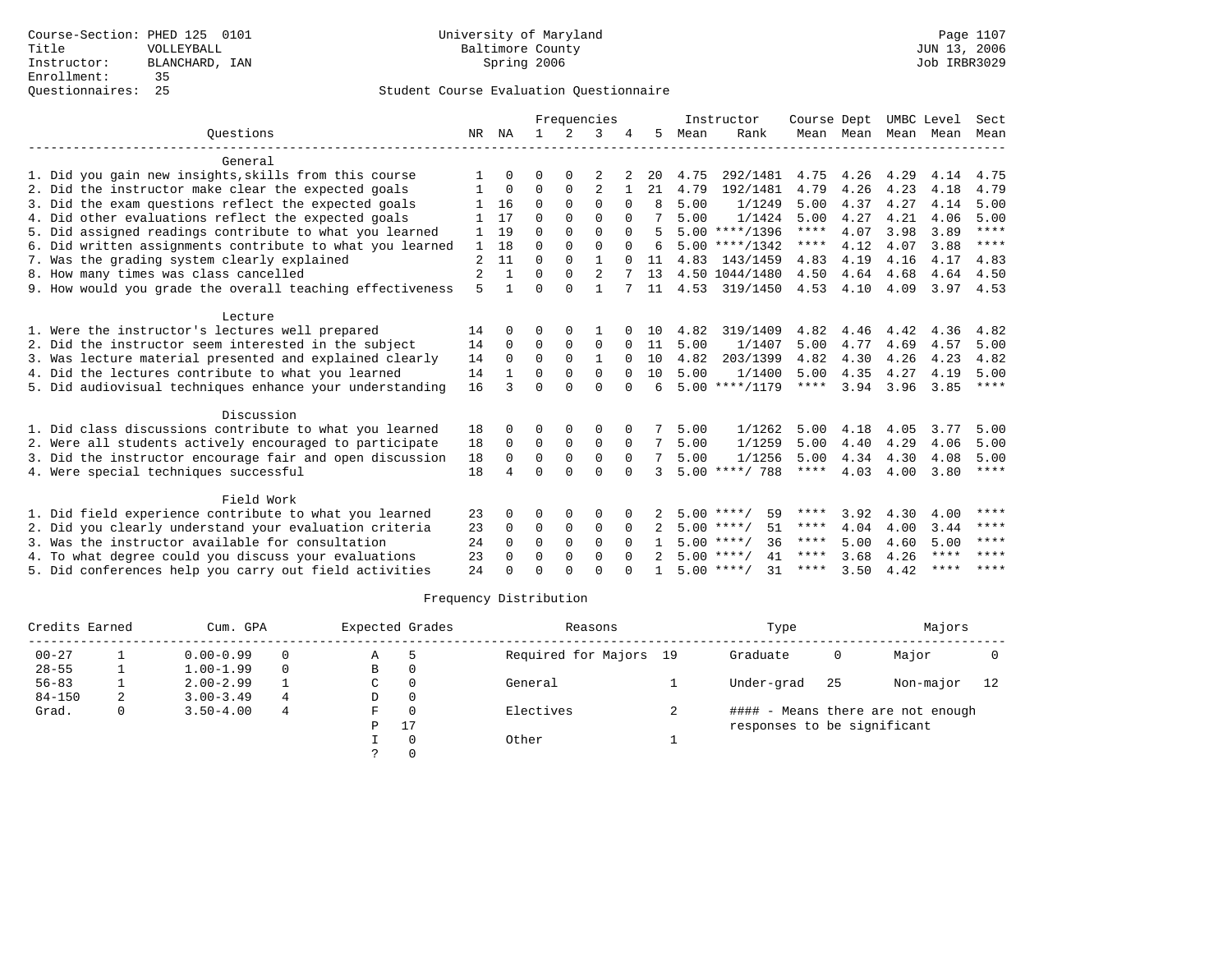Course-Section: PHED 125 0101
Title: VOLLEYBALL
Instructor: BLANCHARD, IAN
Enrollment: 35
Questionnaires: 25

University of Maryland
Baltimore County
Spring 2006

Page 1107
JUN 13, 2006
Job IRBR3029

## Student Course Evaluation Questionnaire

| Questions | NR | NA | 1 | 2 | 3 | 4 | 5 | Instructor Mean | Instructor Rank | Course Mean | Dept Mean | UMBC Mean | Level Mean | Sect Mean |
|---|---|---|---|---|---|---|---|---|---|---|---|---|---|---|
| **General** | | | | | | | | | | | | | | |
| 1. Did you gain new insights,skills from this course | 1 | 0 | 0 | 0 | 2 | 2 | 20 | 4.75 | 292/1481 | 4.75 | 4.26 | 4.29 | 4.14 | 4.75 |
| 2. Did the instructor make clear the expected goals | 1 | 0 | 0 | 0 | 2 | 1 | 21 | 4.79 | 192/1481 | 4.79 | 4.26 | 4.23 | 4.18 | 4.79 |
| 3. Did the exam questions reflect the expected goals | 1 | 16 | 0 | 0 | 0 | 0 | 8 | 5.00 | 1/1249 | 5.00 | 4.37 | 4.27 | 4.14 | 5.00 |
| 4. Did other evaluations reflect the expected goals | 1 | 17 | 0 | 0 | 0 | 0 | 7 | 5.00 | 1/1424 | 5.00 | 4.27 | 4.21 | 4.06 | 5.00 |
| 5. Did assigned readings contribute to what you learned | 1 | 19 | 0 | 0 | 0 | 0 | 5 | 5.00 | ****/1396 | **** | 4.07 | 3.98 | 3.89 | **** |
| 6. Did written assignments contribute to what you learned | 1 | 18 | 0 | 0 | 0 | 0 | 6 | 5.00 | ****/1342 | **** | 4.12 | 4.07 | 3.88 | **** |
| 7. Was the grading system clearly explained | 2 | 11 | 0 | 0 | 1 | 0 | 11 | 4.83 | 143/1459 | 4.83 | 4.19 | 4.16 | 4.17 | 4.83 |
| 8. How many times was class cancelled | 2 | 1 | 0 | 0 | 2 | 7 | 13 | 4.50 | 1044/1480 | 4.50 | 4.64 | 4.68 | 4.64 | 4.50 |
| 9. How would you grade the overall teaching effectiveness | 5 | 1 | 0 | 0 | 1 | 7 | 11 | 4.53 | 319/1450 | 4.53 | 4.10 | 4.09 | 3.97 | 4.53 |
| **Lecture** | | | | | | | | | | | | | | |
| 1. Were the instructor's lectures well prepared | 14 | 0 | 0 | 0 | 1 | 0 | 10 | 4.82 | 319/1409 | 4.82 | 4.46 | 4.42 | 4.36 | 4.82 |
| 2. Did the instructor seem interested in the subject | 14 | 0 | 0 | 0 | 0 | 0 | 11 | 5.00 | 1/1407 | 5.00 | 4.77 | 4.69 | 4.57 | 5.00 |
| 3. Was lecture material presented and explained clearly | 14 | 0 | 0 | 0 | 1 | 0 | 10 | 4.82 | 203/1399 | 4.82 | 4.30 | 4.26 | 4.23 | 4.82 |
| 4. Did the lectures contribute to what you learned | 14 | 1 | 0 | 0 | 0 | 0 | 10 | 5.00 | 1/1400 | 5.00 | 4.35 | 4.27 | 4.19 | 5.00 |
| 5. Did audiovisual techniques enhance your understanding | 16 | 3 | 0 | 0 | 0 | 0 | 6 | 5.00 | ****/1179 | **** | 3.94 | 3.96 | 3.85 | **** |
| **Discussion** | | | | | | | | | | | | | | |
| 1. Did class discussions contribute to what you learned | 18 | 0 | 0 | 0 | 0 | 0 | 7 | 5.00 | 1/1262 | 5.00 | 4.18 | 4.05 | 3.77 | 5.00 |
| 2. Were all students actively encouraged to participate | 18 | 0 | 0 | 0 | 0 | 0 | 7 | 5.00 | 1/1259 | 5.00 | 4.40 | 4.29 | 4.06 | 5.00 |
| 3. Did the instructor encourage fair and open discussion | 18 | 0 | 0 | 0 | 0 | 0 | 7 | 5.00 | 1/1256 | 5.00 | 4.34 | 4.30 | 4.08 | 5.00 |
| 4. Were special techniques successful | 18 | 4 | 0 | 0 | 0 | 0 | 3 | 5.00 | ****/ 788 | **** | 4.03 | 4.00 | 3.80 | **** |
| **Field Work** | | | | | | | | | | | | | | |
| 1. Did field experience contribute to what you learned | 23 | 0 | 0 | 0 | 0 | 0 | 2 | 5.00 | ****/ 59 | **** | 3.92 | 4.30 | 4.00 | **** |
| 2. Did you clearly understand your evaluation criteria | 23 | 0 | 0 | 0 | 0 | 0 | 2 | 5.00 | ****/ 51 | **** | 4.04 | 4.00 | 3.44 | **** |
| 3. Was the instructor available for consultation | 24 | 0 | 0 | 0 | 0 | 0 | 1 | 5.00 | ****/ 36 | **** | 5.00 | 4.60 | 5.00 | **** |
| 4. To what degree could you discuss your evaluations | 23 | 0 | 0 | 0 | 0 | 0 | 2 | 5.00 | ****/ 41 | **** | 3.68 | 4.26 | **** | **** |
| 5. Did conferences help you carry out field activities | 24 | 0 | 0 | 0 | 0 | 0 | 1 | 5.00 | ****/ 31 | **** | 3.50 | 4.42 | **** | **** |

## Frequency Distribution

| Credits Earned | | Cum. GPA | | Expected Grades | | Reasons | | Type | | Majors | |
|---|---|---|---|---|---|---|---|---|---|---|---|
| 00-27 | 1 | 0.00-0.99 | 0 | A | 5 | Required for Majors | 19 | Graduate | 0 | Major | 0 |
| 28-55 | 1 | 1.00-1.99 | 0 | B | 0 | | | | | | |
| 56-83 | 1 | 2.00-2.99 | 1 | C | 0 | General | 1 | Under-grad | 25 | Non-major | 12 |
| 84-150 | 2 | 3.00-3.49 | 4 | D | 0 | | | | | | |
| Grad. | 0 | 3.50-4.00 | 4 | F | 0 | Electives | 2 | | | | |
| | | | | P | 17 | | | | | | |
| | | | | I | 0 | Other | 1 | | | | |
| | | | | ? | 0 | | | | | | |

#### - Means there are not enough responses to be significant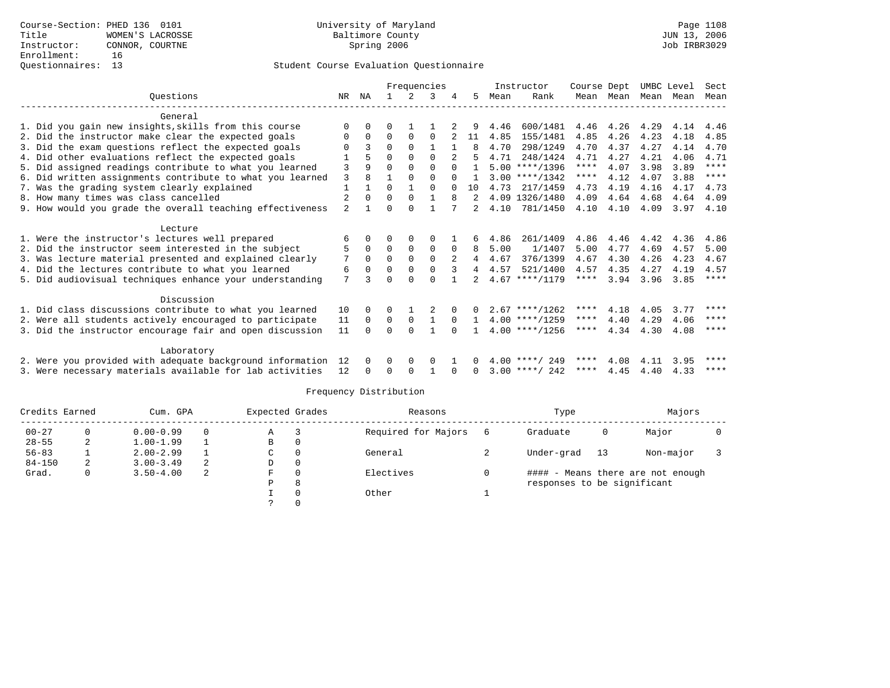Course-Section: PHED 136 0101
Title: WOMEN'S LACROSSE
Instructor: CONNOR, COURTNE
Enrollment: 16
Questionnaires: 13

University of Maryland
Baltimore County
Spring 2006

Student Course Evaluation Questionnaire

| Questions | NR | NA | 1 | 2 | 3 | 4 | 5 | Instructor Mean | Instructor Rank | Course Mean | Dept Mean | UMBC Mean | Level Mean | Sect Mean |
|---|---|---|---|---|---|---|---|---|---|---|---|---|---|---|
| **General** | | | | | | | | | | | | | | |
| 1. Did you gain new insights,skills from this course | 0 | 0 | 0 | 1 | 1 | 2 | 9 | 4.46 | 600/1481 | 4.46 | 4.26 | 4.29 | 4.14 | 4.46 |
| 2. Did the instructor make clear the expected goals | 0 | 0 | 0 | 0 | 0 | 2 | 11 | 4.85 | 155/1481 | 4.85 | 4.26 | 4.23 | 4.18 | 4.85 |
| 3. Did the exam questions reflect the expected goals | 0 | 3 | 0 | 0 | 1 | 1 | 8 | 4.70 | 298/1249 | 4.70 | 4.37 | 4.27 | 4.14 | 4.70 |
| 4. Did other evaluations reflect the expected goals | 1 | 5 | 0 | 0 | 0 | 2 | 5 | 4.71 | 248/1424 | 4.71 | 4.27 | 4.21 | 4.06 | 4.71 |
| 5. Did assigned readings contribute to what you learned | 3 | 9 | 0 | 0 | 0 | 0 | 1 | 5.00 | ****/1396 | **** | 4.07 | 3.98 | 3.89 | **** |
| 6. Did written assignments contribute to what you learned | 3 | 8 | 1 | 0 | 0 | 0 | 1 | 3.00 | ****/1342 | **** | 4.12 | 4.07 | 3.88 | **** |
| 7. Was the grading system clearly explained | 1 | 1 | 0 | 1 | 0 | 0 | 10 | 4.73 | 217/1459 | 4.73 | 4.19 | 4.16 | 4.17 | 4.73 |
| 8. How many times was class cancelled | 2 | 0 | 0 | 0 | 1 | 8 | 2 | 4.09 | 1326/1480 | 4.09 | 4.64 | 4.68 | 4.64 | 4.09 |
| 9. How would you grade the overall teaching effectiveness | 2 | 1 | 0 | 0 | 1 | 7 | 2 | 4.10 | 781/1450 | 4.10 | 4.10 | 4.09 | 3.97 | 4.10 |
| **Lecture** | | | | | | | | | | | | | | |
| 1. Were the instructor's lectures well prepared | 6 | 0 | 0 | 0 | 0 | 1 | 6 | 4.86 | 261/1409 | 4.86 | 4.46 | 4.42 | 4.36 | 4.86 |
| 2. Did the instructor seem interested in the subject | 5 | 0 | 0 | 0 | 0 | 0 | 8 | 5.00 | 1/1407 | 5.00 | 4.77 | 4.69 | 4.57 | 5.00 |
| 3. Was lecture material presented and explained clearly | 7 | 0 | 0 | 0 | 0 | 2 | 4 | 4.67 | 376/1399 | 4.67 | 4.30 | 4.26 | 4.23 | 4.67 |
| 4. Did the lectures contribute to what you learned | 6 | 0 | 0 | 0 | 0 | 3 | 4 | 4.57 | 521/1400 | 4.57 | 4.35 | 4.27 | 4.19 | 4.57 |
| 5. Did audiovisual techniques enhance your understanding | 7 | 3 | 0 | 0 | 0 | 1 | 2 | 4.67 | ****/1179 | **** | 3.94 | 3.96 | 3.85 | **** |
| **Discussion** | | | | | | | | | | | | | | |
| 1. Did class discussions contribute to what you learned | 10 | 0 | 0 | 1 | 2 | 0 | 0 | 2.67 | ****/1262 | **** | 4.18 | 4.05 | 3.77 | **** |
| 2. Were all students actively encouraged to participate | 11 | 0 | 0 | 0 | 1 | 0 | 1 | 4.00 | ****/1259 | **** | 4.40 | 4.29 | 4.06 | **** |
| 3. Did the instructor encourage fair and open discussion | 11 | 0 | 0 | 0 | 1 | 0 | 1 | 4.00 | ****/1256 | **** | 4.34 | 4.30 | 4.08 | **** |
| **Laboratory** | | | | | | | | | | | | | | |
| 2. Were you provided with adequate background information | 12 | 0 | 0 | 0 | 0 | 1 | 0 | 4.00 | ****/ 249 | **** | 4.08 | 4.11 | 3.95 | **** |
| 3. Were necessary materials available for lab activities | 12 | 0 | 0 | 0 | 1 | 0 | 0 | 3.00 | ****/ 242 | **** | 4.45 | 4.40 | 4.33 | **** |

Frequency Distribution

| Credits Earned | | Cum. GPA | | Expected Grades | | Reasons | | Type | | Majors | |
|---|---|---|---|---|---|---|---|---|---|---|---|
| 00-27 | 0 | 0.00-0.99 | 0 | A | 3 | Required for Majors | 6 | Graduate | 0 | Major | 0 |
| 28-55 | 2 | 1.00-1.99 | 1 | B | 0 | | | | | | |
| 56-83 | 1 | 2.00-2.99 | 1 | C | 0 | General | 2 | Under-grad | 13 | Non-major | 3 |
| 84-150 | 2 | 3.00-3.49 | 2 | D | 0 | | | | | | |
| Grad. | 0 | 3.50-4.00 | 2 | F | 0 | Electives | 0 | #### - Means there are not enough responses to be significant | | | |
| | | | | P | 8 | | | | | | |
| | | | | I | 0 | Other | 1 | | | | |
| | | | | ? | 0 | | | | | | |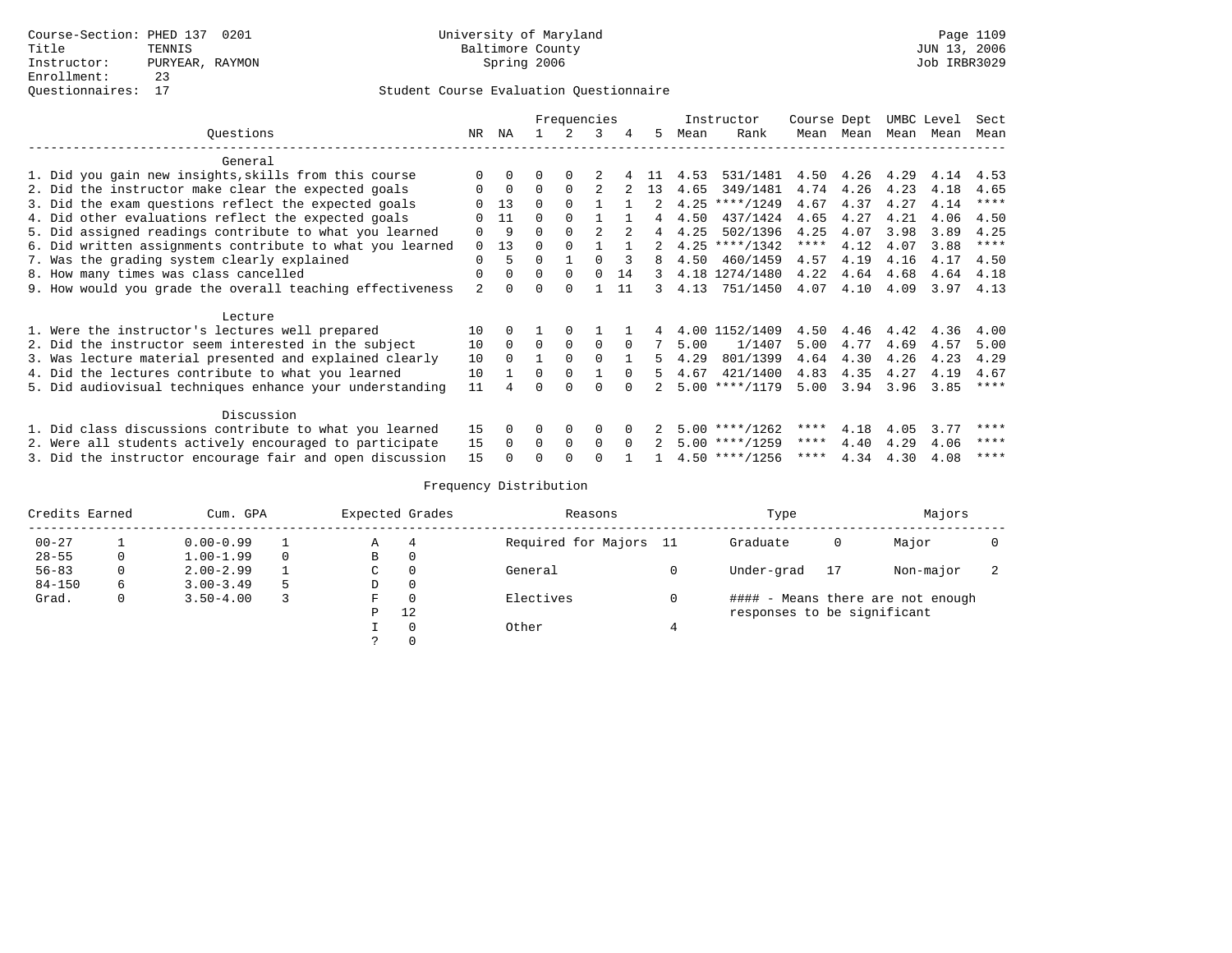Course-Section: PHED 137 0201
Title: TENNIS
Instructor: PURYEAR, RAYMON
Enrollment: 23
Questionnaires: 17

University of Maryland
Baltimore County
Spring 2006

Page 1109
JUN 13, 2006
Job IRBR3029

## Student Course Evaluation Questionnaire

| Questions | NR | NA | 1 | 2 | 3 | 4 | 5 | Instructor Mean | Instructor Rank | Course Mean | Dept Mean | UMBC Mean | Level Mean | Sect Mean |
|---|---|---|---|---|---|---|---|---|---|---|---|---|---|---|
| **General** | | | | | | | | | | | | | | |
| 1. Did you gain new insights,skills from this course | 0 | 0 | 0 | 0 | 2 | 4 | 11 | 4.53 | 531/1481 | 4.50 | 4.26 | 4.29 | 4.14 | 4.53 |
| 2. Did the instructor make clear the expected goals | 0 | 0 | 0 | 0 | 2 | 2 | 13 | 4.65 | 349/1481 | 4.74 | 4.26 | 4.23 | 4.18 | 4.65 |
| 3. Did the exam questions reflect the expected goals | 0 | 13 | 0 | 0 | 1 | 1 | 2 | 4.25 | ****/1249 | 4.67 | 4.37 | 4.27 | 4.14 | **** |
| 4. Did other evaluations reflect the expected goals | 0 | 11 | 0 | 0 | 1 | 1 | 4 | 4.50 | 437/1424 | 4.65 | 4.27 | 4.21 | 4.06 | 4.50 |
| 5. Did assigned readings contribute to what you learned | 0 | 9 | 0 | 0 | 2 | 2 | 4 | 4.25 | 502/1396 | 4.25 | 4.07 | 3.98 | 3.89 | 4.25 |
| 6. Did written assignments contribute to what you learned | 0 | 13 | 0 | 0 | 1 | 1 | 2 | 4.25 | ****/1342 | **** | 4.12 | 4.07 | 3.88 | **** |
| 7. Was the grading system clearly explained | 0 | 5 | 0 | 1 | 0 | 3 | 8 | 4.50 | 460/1459 | 4.57 | 4.19 | 4.16 | 4.17 | 4.50 |
| 8. How many times was class cancelled | 0 | 0 | 0 | 0 | 0 | 14 | 3 | 4.18 | 1274/1480 | 4.22 | 4.64 | 4.68 | 4.64 | 4.18 |
| 9. How would you grade the overall teaching effectiveness | 2 | 0 | 0 | 0 | 1 | 11 | 3 | 4.13 | 751/1450 | 4.07 | 4.10 | 4.09 | 3.97 | 4.13 |
| **Lecture** | | | | | | | | | | | | | | |
| 1. Were the instructor's lectures well prepared | 10 | 0 | 1 | 0 | 1 | 1 | 4 | 4.00 | 1152/1409 | 4.50 | 4.46 | 4.42 | 4.36 | 4.00 |
| 2. Did the instructor seem interested in the subject | 10 | 0 | 0 | 0 | 0 | 0 | 7 | 5.00 | 1/1407 | 5.00 | 4.77 | 4.69 | 4.57 | 5.00 |
| 3. Was lecture material presented and explained clearly | 10 | 0 | 1 | 0 | 0 | 1 | 5 | 4.29 | 801/1399 | 4.64 | 4.30 | 4.26 | 4.23 | 4.29 |
| 4. Did the lectures contribute to what you learned | 10 | 1 | 0 | 0 | 1 | 0 | 5 | 4.67 | 421/1400 | 4.83 | 4.35 | 4.27 | 4.19 | 4.67 |
| 5. Did audiovisual techniques enhance your understanding | 11 | 4 | 0 | 0 | 0 | 0 | 2 | 5.00 | ****/1179 | 5.00 | 3.94 | 3.96 | 3.85 | **** |
| **Discussion** | | | | | | | | | | | | | | |
| 1. Did class discussions contribute to what you learned | 15 | 0 | 0 | 0 | 0 | 0 | 2 | 5.00 | ****/1262 | **** | 4.18 | 4.05 | 3.77 | **** |
| 2. Were all students actively encouraged to participate | 15 | 0 | 0 | 0 | 0 | 0 | 2 | 5.00 | ****/1259 | **** | 4.40 | 4.29 | 4.06 | **** |
| 3. Did the instructor encourage fair and open discussion | 15 | 0 | 0 | 0 | 0 | 1 | 1 | 4.50 | ****/1256 | **** | 4.34 | 4.30 | 4.08 | **** |

## Frequency Distribution

| Credits Earned | | Cum. GPA | | Expected Grades | | Reasons | | Type | | Majors | |
|---|---|---|---|---|---|---|---|---|---|---|---|
| 00-27 | 1 | 0.00-0.99 | 1 | A | 4 | Required for Majors | 11 | Graduate | 0 | Major | 0 |
| 28-55 | 0 | 1.00-1.99 | 0 | B | 0 | | | | | | |
| 56-83 | 0 | 2.00-2.99 | 1 | C | 0 | General | 0 | Under-grad | 17 | Non-major | 2 |
| 84-150 | 6 | 3.00-3.49 | 5 | D | 0 | | | | | | |
| Grad. | 0 | 3.50-4.00 | 3 | F | 0 | Electives | 0 | #### - Means there are not enough responses to be significant | | | |
| | | | | P | 12 | | | | | | |
| | | | | I | 0 | Other | 4 | | | | |
| | | | | ? | 0 | | | | | | |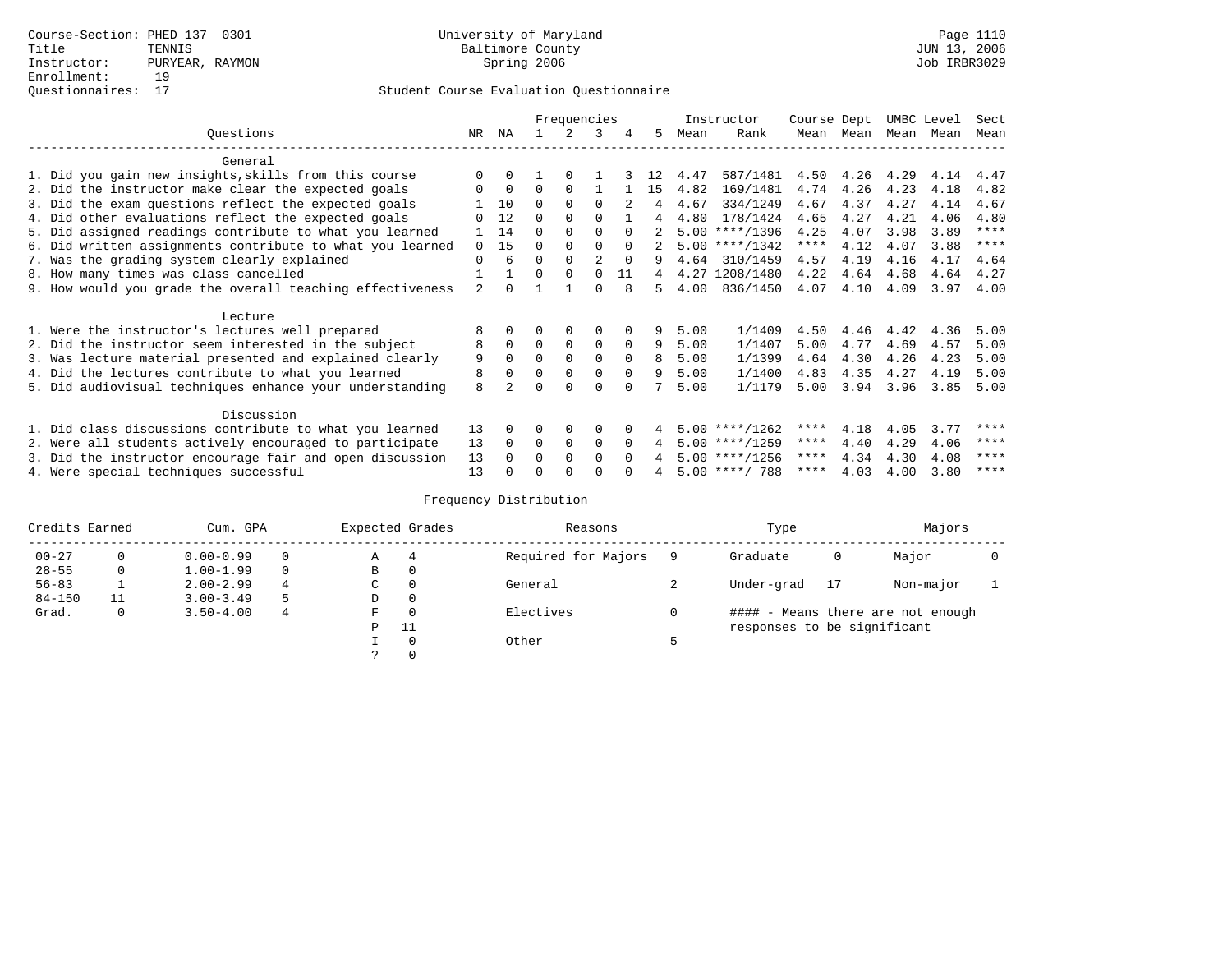Course-Section: PHED 137 0301
Title: TENNIS
Instructor: PURYEAR, RAYMON
Enrollment: 19
Questionnaires: 17

University of Maryland
Baltimore County
Spring 2006

JUN 13, 2006
Job IRBR3029

## Student Course Evaluation Questionnaire

| Questions | NR | NA | 1 | 2 | 3 | 4 | 5 | Instructor Mean | Instructor Rank | Course Mean | Dept Mean | UMBC Mean | Level Mean | Sect Mean |
|---|---|---|---|---|---|---|---|---|---|---|---|---|---|---|
| **General** | | | | | | | | | | | | | | |
| 1. Did you gain new insights,skills from this course | 0 | 0 | 1 | 0 | 1 | 3 | 12 | 4.47 | 587/1481 | 4.50 | 4.26 | 4.29 | 4.14 | 4.47 |
| 2. Did the instructor make clear the expected goals | 0 | 0 | 0 | 0 | 1 | 1 | 15 | 4.82 | 169/1481 | 4.74 | 4.26 | 4.23 | 4.18 | 4.82 |
| 3. Did the exam questions reflect the expected goals | 1 | 10 | 0 | 0 | 0 | 2 | 4 | 4.67 | 334/1249 | 4.67 | 4.37 | 4.27 | 4.14 | 4.67 |
| 4. Did other evaluations reflect the expected goals | 0 | 12 | 0 | 0 | 0 | 1 | 4 | 4.80 | 178/1424 | 4.65 | 4.27 | 4.21 | 4.06 | 4.80 |
| 5. Did assigned readings contribute to what you learned | 1 | 14 | 0 | 0 | 0 | 0 | 2 | 5.00 | ****/1396 | 4.25 | 4.07 | 3.98 | 3.89 | **** |
| 6. Did written assignments contribute to what you learned | 0 | 15 | 0 | 0 | 0 | 0 | 2 | 5.00 | ****/1342 | **** | 4.12 | 4.07 | 3.88 | **** |
| 7. Was the grading system clearly explained | 0 | 6 | 0 | 0 | 2 | 0 | 9 | 4.64 | 310/1459 | 4.57 | 4.19 | 4.16 | 4.17 | 4.64 |
| 8. How many times was class cancelled | 1 | 1 | 0 | 0 | 0 | 11 | 4 | 4.27 | 1208/1480 | 4.22 | 4.64 | 4.68 | 4.64 | 4.27 |
| 9. How would you grade the overall teaching effectiveness | 2 | 0 | 1 | 1 | 0 | 8 | 5 | 4.00 | 836/1450 | 4.07 | 4.10 | 4.09 | 3.97 | 4.00 |
| **Lecture** | | | | | | | | | | | | | | |
| 1. Were the instructor's lectures well prepared | 8 | 0 | 0 | 0 | 0 | 0 | 9 | 5.00 | 1/1409 | 4.50 | 4.46 | 4.42 | 4.36 | 5.00 |
| 2. Did the instructor seem interested in the subject | 8 | 0 | 0 | 0 | 0 | 0 | 9 | 5.00 | 1/1407 | 5.00 | 4.77 | 4.69 | 4.57 | 5.00 |
| 3. Was lecture material presented and explained clearly | 9 | 0 | 0 | 0 | 0 | 0 | 8 | 5.00 | 1/1399 | 4.64 | 4.30 | 4.26 | 4.23 | 5.00 |
| 4. Did the lectures contribute to what you learned | 8 | 0 | 0 | 0 | 0 | 0 | 9 | 5.00 | 1/1400 | 4.83 | 4.35 | 4.27 | 4.19 | 5.00 |
| 5. Did audiovisual techniques enhance your understanding | 8 | 2 | 0 | 0 | 0 | 0 | 7 | 5.00 | 1/1179 | 5.00 | 3.94 | 3.96 | 3.85 | 5.00 |
| **Discussion** | | | | | | | | | | | | | | |
| 1. Did class discussions contribute to what you learned | 13 | 0 | 0 | 0 | 0 | 0 | 4 | 5.00 | ****/1262 | **** | 4.18 | 4.05 | 3.77 | **** |
| 2. Were all students actively encouraged to participate | 13 | 0 | 0 | 0 | 0 | 0 | 4 | 5.00 | ****/1259 | **** | 4.40 | 4.29 | 4.06 | **** |
| 3. Did the instructor encourage fair and open discussion | 13 | 0 | 0 | 0 | 0 | 0 | 4 | 5.00 | ****/1256 | **** | 4.34 | 4.30 | 4.08 | **** |
| 4. Were special techniques successful | 13 | 0 | 0 | 0 | 0 | 0 | 4 | 5.00 | ****/ 788 | **** | 4.03 | 4.00 | 3.80 | **** |

## Frequency Distribution

| Credits Earned | | Cum. GPA | | Expected Grades | | Reasons | | Type | | Majors | |
|---|---|---|---|---|---|---|---|---|---|---|---|
| 00-27 | 0 | 0.00-0.99 | 0 | A | 4 | Required for Majors | 9 | Graduate | 0 | Major | 0 |
| 28-55 | 0 | 1.00-1.99 | 0 | B | 0 | | | | | | |
| 56-83 | 1 | 2.00-2.99 | 4 | C | 0 | General | 2 | Under-grad | 17 | Non-major | 1 |
| 84-150 | 11 | 3.00-3.49 | 5 | D | 0 | | | | | | |
| Grad. | 0 | 3.50-4.00 | 4 | F | 0 | Electives | 0 | | | | |
| | | | | P | 11 | | | | | | |
| | | | | I | 0 | Other | 5 | | | | |
| | | | | ? | 0 | | | | | | |

#### - Means there are not enough responses to be significant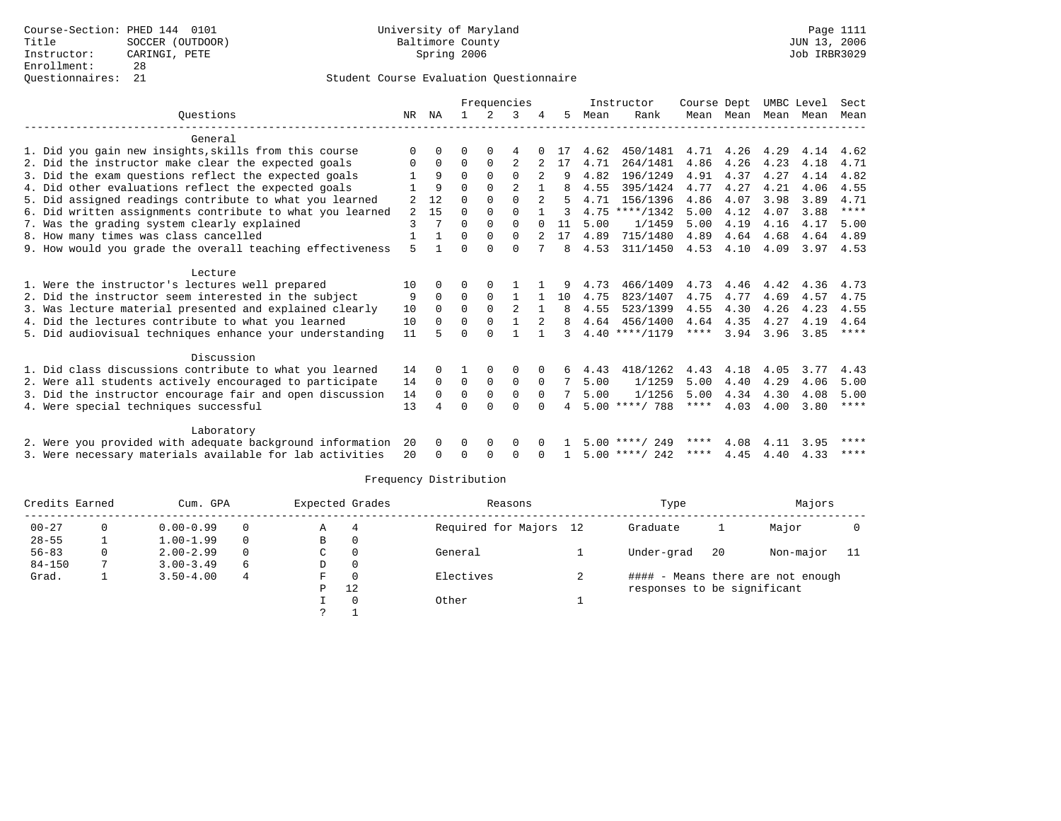Course-Section: PHED 144 0101
Title: SOCCER (OUTDOOR)
Instructor: CARINGI, PETE
Enrollment: 28
Questionnaires: 21

University of Maryland
Baltimore County
Spring 2006

JUN 13, 2006
Job IRBR3029

Student Course Evaluation Questionnaire

| Questions | NR | NA | 1 | 2 | 3 | 4 | 5 | Instructor Mean | Rank | Course Mean | Dept Mean | UMBC Mean | Level Mean | Sect Mean |
|---|---|---|---|---|---|---|---|---|---|---|---|---|---|---|
| **General** | | | | | | | | | | | | | | |
| 1. Did you gain new insights,skills from this course | 0 | 0 | 0 | 0 | 4 | 0 | 17 | 4.62 | 450/1481 | 4.71 | 4.26 | 4.29 | 4.14 | 4.62 |
| 2. Did the instructor make clear the expected goals | 0 | 0 | 0 | 0 | 2 | 2 | 17 | 4.71 | 264/1481 | 4.86 | 4.26 | 4.23 | 4.18 | 4.71 |
| 3. Did the exam questions reflect the expected goals | 1 | 9 | 0 | 0 | 0 | 2 | 9 | 4.82 | 196/1249 | 4.91 | 4.37 | 4.27 | 4.14 | 4.82 |
| 4. Did other evaluations reflect the expected goals | 1 | 9 | 0 | 0 | 2 | 1 | 8 | 4.55 | 395/1424 | 4.77 | 4.27 | 4.21 | 4.06 | 4.55 |
| 5. Did assigned readings contribute to what you learned | 2 | 12 | 0 | 0 | 0 | 2 | 5 | 4.71 | 156/1396 | 4.86 | 4.07 | 3.98 | 3.89 | 4.71 |
| 6. Did written assignments contribute to what you learned | 2 | 15 | 0 | 0 | 0 | 1 | 3 | 4.75 | ****/1342 | 5.00 | 4.12 | 4.07 | 3.88 | **** |
| 7. Was the grading system clearly explained | 3 | 7 | 0 | 0 | 0 | 0 | 11 | 5.00 | 1/1459 | 5.00 | 4.19 | 4.16 | 4.17 | 5.00 |
| 8. How many times was class cancelled | 1 | 1 | 0 | 0 | 0 | 2 | 17 | 4.89 | 715/1480 | 4.89 | 4.64 | 4.68 | 4.64 | 4.89 |
| 9. How would you grade the overall teaching effectiveness | 5 | 1 | 0 | 0 | 0 | 7 | 8 | 4.53 | 311/1450 | 4.53 | 4.10 | 4.09 | 3.97 | 4.53 |
| **Lecture** | | | | | | | | | | | | | | |
| 1. Were the instructor's lectures well prepared | 10 | 0 | 0 | 0 | 1 | 1 | 9 | 4.73 | 466/1409 | 4.73 | 4.46 | 4.42 | 4.36 | 4.73 |
| 2. Did the instructor seem interested in the subject | 9 | 0 | 0 | 0 | 1 | 1 | 10 | 4.75 | 823/1407 | 4.75 | 4.77 | 4.69 | 4.57 | 4.75 |
| 3. Was lecture material presented and explained clearly | 10 | 0 | 0 | 0 | 2 | 1 | 8 | 4.55 | 523/1399 | 4.55 | 4.30 | 4.26 | 4.23 | 4.55 |
| 4. Did the lectures contribute to what you learned | 10 | 0 | 0 | 0 | 1 | 2 | 8 | 4.64 | 456/1400 | 4.64 | 4.35 | 4.27 | 4.19 | 4.64 |
| 5. Did audiovisual techniques enhance your understanding | 11 | 5 | 0 | 0 | 1 | 1 | 3 | 4.40 | ****/1179 | **** | 3.94 | 3.96 | 3.85 | **** |
| **Discussion** | | | | | | | | | | | | | | |
| 1. Did class discussions contribute to what you learned | 14 | 0 | 1 | 0 | 0 | 0 | 6 | 4.43 | 418/1262 | 4.43 | 4.18 | 4.05 | 3.77 | 4.43 |
| 2. Were all students actively encouraged to participate | 14 | 0 | 0 | 0 | 0 | 0 | 7 | 5.00 | 1/1259 | 5.00 | 4.40 | 4.29 | 4.06 | 5.00 |
| 3. Did the instructor encourage fair and open discussion | 14 | 0 | 0 | 0 | 0 | 0 | 7 | 5.00 | 1/1256 | 5.00 | 4.34 | 4.30 | 4.08 | 5.00 |
| 4. Were special techniques successful | 13 | 4 | 0 | 0 | 0 | 0 | 4 | 5.00 | ****/ 788 | **** | 4.03 | 4.00 | 3.80 | **** |
| **Laboratory** | | | | | | | | | | | | | | |
| 2. Were you provided with adequate background information | 20 | 0 | 0 | 0 | 0 | 0 | 1 | 5.00 | ****/ 249 | **** | 4.08 | 4.11 | 3.95 | **** |
| 3. Were necessary materials available for lab activities | 20 | 0 | 0 | 0 | 0 | 0 | 1 | 5.00 | ****/ 242 | **** | 4.45 | 4.40 | 4.33 | **** |

## Frequency Distribution

| Credits Earned | | Cum. GPA | | Expected Grades | | Reasons | | Type | | Majors | |
|---|---|---|---|---|---|---|---|---|---|---|---|
| 00-27 | 0 | 0.00-0.99 | 0 | A | 4 | Required for Majors | 12 | Graduate | 1 | Major | 0 |
| 28-55 | 1 | 1.00-1.99 | 0 | B | 0 | | | | | | |
| 56-83 | 0 | 2.00-2.99 | 0 | C | 0 | General | 1 | Under-grad | 20 | Non-major | 11 |
| 84-150 | 7 | 3.00-3.49 | 6 | D | 0 | | | | | | |
| Grad. | 1 | 3.50-4.00 | 4 | F | 0 | Electives | 2 | #### - Means there are not enough responses to be significant | | | |
| | | | | P | 12 | | | | | | |
| | | | | I | 0 | Other | 1 | | | | |
| | | | | ? | 1 | | | | | | |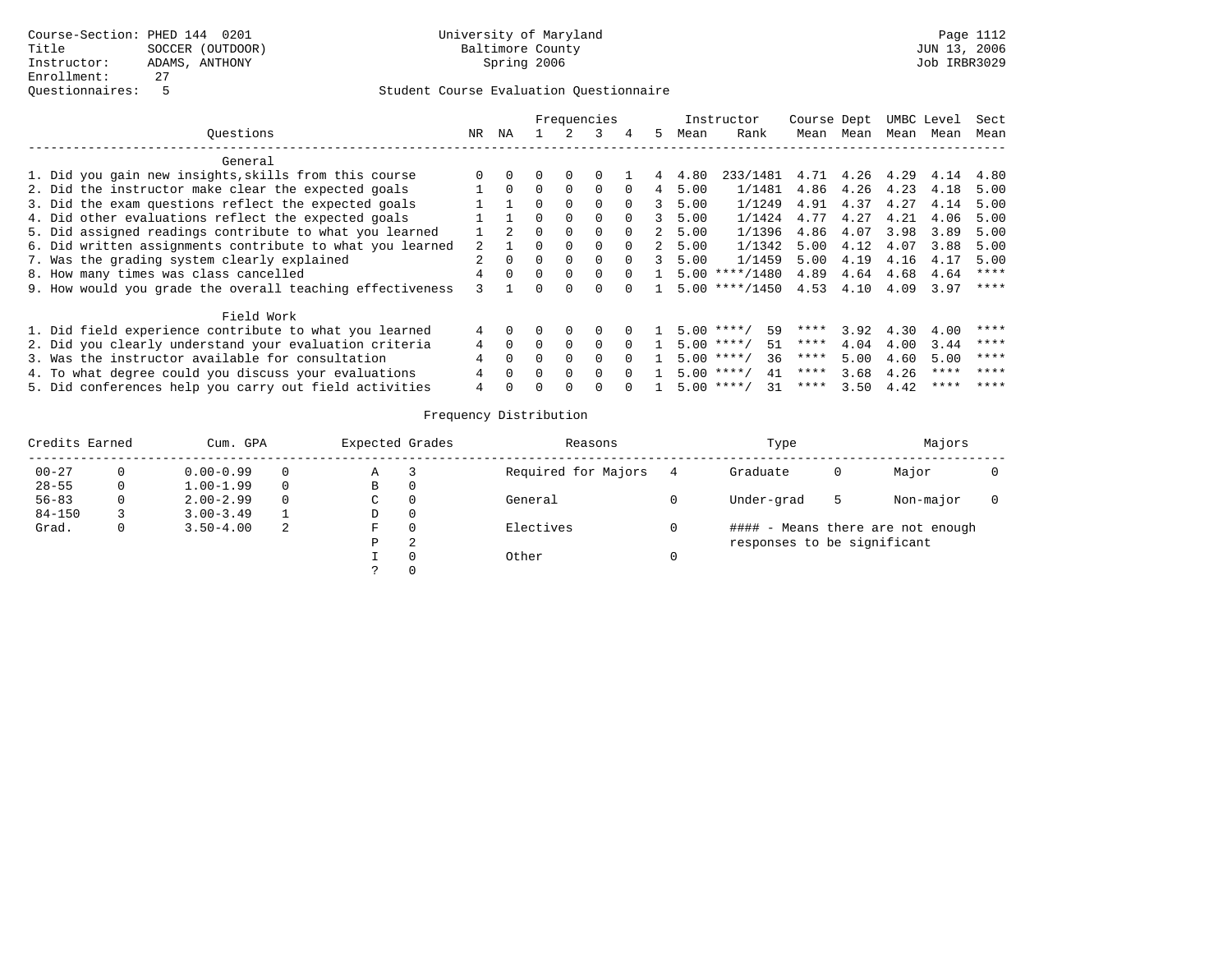Course-Section: PHED 144 0201
Title: SOCCER (OUTDOOR)
Instructor: ADAMS, ANTHONY
Enrollment: 27
Questionnaires: 5

University of Maryland
Baltimore County
Spring 2006

JUN 13, 2006
Job IRBR3029

## Student Course Evaluation Questionnaire

| Questions | NR | NA | 1 | 2 | 3 | 4 | 5 | Instructor Mean | Instructor Rank | Course Mean | Dept Mean | UMBC Mean | Level Mean | Sect Mean |
|---|---|---|---|---|---|---|---|---|---|---|---|---|---|---|
| **General** | | | | | | | | | | | | | | |
| 1. Did you gain new insights,skills from this course | 0 | 0 | 0 | 0 | 0 | 1 | 4 | 4.80 | 233/1481 | 4.71 | 4.26 | 4.29 | 4.14 | 4.80 |
| 2. Did the instructor make clear the expected goals | 1 | 0 | 0 | 0 | 0 | 0 | 4 | 5.00 | 1/1481 | 4.86 | 4.26 | 4.23 | 4.18 | 5.00 |
| 3. Did the exam questions reflect the expected goals | 1 | 1 | 0 | 0 | 0 | 0 | 3 | 5.00 | 1/1249 | 4.91 | 4.37 | 4.27 | 4.14 | 5.00 |
| 4. Did other evaluations reflect the expected goals | 1 | 1 | 0 | 0 | 0 | 0 | 3 | 5.00 | 1/1424 | 4.77 | 4.27 | 4.21 | 4.06 | 5.00 |
| 5. Did assigned readings contribute to what you learned | 1 | 2 | 0 | 0 | 0 | 0 | 2 | 5.00 | 1/1396 | 4.86 | 4.07 | 3.98 | 3.89 | 5.00 |
| 6. Did written assignments contribute to what you learned | 2 | 1 | 0 | 0 | 0 | 0 | 2 | 5.00 | 1/1342 | 5.00 | 4.12 | 4.07 | 3.88 | 5.00 |
| 7. Was the grading system clearly explained | 2 | 0 | 0 | 0 | 0 | 0 | 3 | 5.00 | 1/1459 | 5.00 | 4.19 | 4.16 | 4.17 | 5.00 |
| 8. How many times was class cancelled | 4 | 0 | 0 | 0 | 0 | 0 | 1 | 5.00 | ****/1480 | 4.89 | 4.64 | 4.68 | 4.64 | **** |
| 9. How would you grade the overall teaching effectiveness | 3 | 1 | 0 | 0 | 0 | 0 | 1 | 5.00 | ****/1450 | 4.53 | 4.10 | 4.09 | 3.97 | **** |
| **Field Work** | | | | | | | | | | | | | | |
| 1. Did field experience contribute to what you learned | 4 | 0 | 0 | 0 | 0 | 0 | 1 | 5.00 | ****/ 59 | **** | 3.92 | 4.30 | 4.00 | **** |
| 2. Did you clearly understand your evaluation criteria | 4 | 0 | 0 | 0 | 0 | 0 | 1 | 5.00 | ****/ 51 | **** | 4.04 | 4.00 | 3.44 | **** |
| 3. Was the instructor available for consultation | 4 | 0 | 0 | 0 | 0 | 0 | 1 | 5.00 | ****/ 36 | **** | 5.00 | 4.60 | 5.00 | **** |
| 4. To what degree could you discuss your evaluations | 4 | 0 | 0 | 0 | 0 | 0 | 1 | 5.00 | ****/ 41 | **** | 3.68 | 4.26 | **** | **** |
| 5. Did conferences help you carry out field activities | 4 | 0 | 0 | 0 | 0 | 0 | 1 | 5.00 | ****/ 31 | **** | 3.50 | 4.42 | **** | **** |

## Frequency Distribution

| Credits Earned | | Cum. GPA | | Expected Grades | | Reasons | | Type | | Majors | |
|---|---|---|---|---|---|---|---|---|---|---|---|
| 00-27 | 0 | 0.00-0.99 | 0 | A | 3 | Required for Majors | 4 | Graduate | 0 | Major | 0 |
| 28-55 | 0 | 1.00-1.99 | 0 | B | 0 | | | | | | |
| 56-83 | 0 | 2.00-2.99 | 0 | C | 0 | General | 0 | Under-grad | 5 | Non-major | 0 |
| 84-150 | 3 | 3.00-3.49 | 1 | D | 0 | | | | | | |
| Grad. | 0 | 3.50-4.00 | 2 | F | 0 | Electives | 0 | #### - Means there are not enough responses to be significant | | | |
| | | | | P | 2 | | | | | | |
| | | | | I | 0 | Other | 0 | | | | |
| | | | | ? | 0 | | | | | | |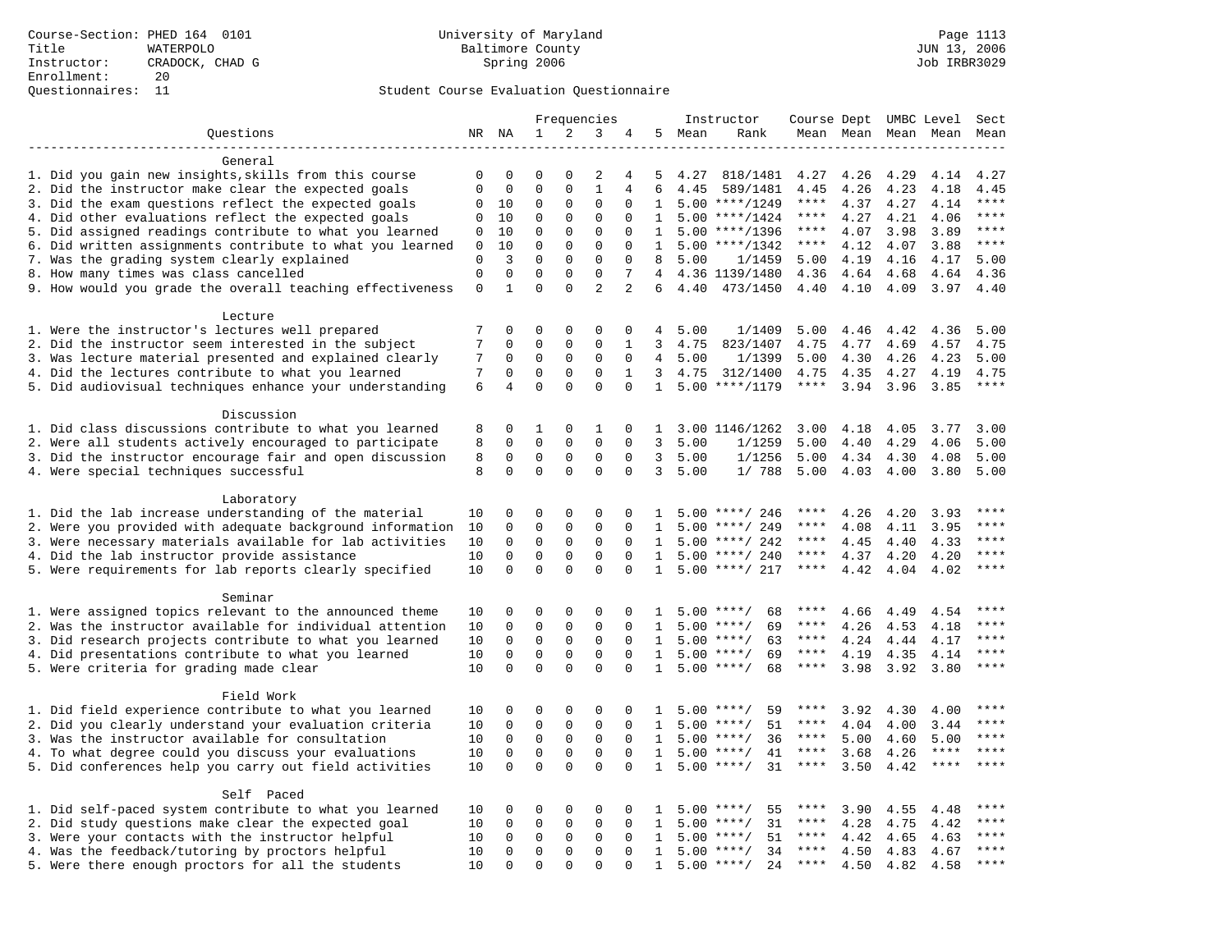Course-Section: PHED 164 0101
Title: WATERPOLO
Instructor: CRADOCK, CHAD G
Enrollment: 20
Questionnaires: 11

University of Maryland
Baltimore County
Spring 2006

JUN 13, 2006
Job IRBR3029

## Student Course Evaluation Questionnaire

| Questions | NR | NA | 1 | 2 | 3 | 4 | 5 | Instructor Mean | Instructor Rank | Course Mean | Dept Mean | UMBC Mean | Level Mean | Sect Mean |
|---|---|---|---|---|---|---|---|---|---|---|---|---|---|---|
| **General** | | | | | | | | | | | | | | |
| 1. Did you gain new insights,skills from this course | 0 | 0 | 0 | 0 | 2 | 4 | 5 | 4.27 | 818/1481 | 4.27 | 4.26 | 4.29 | 4.14 | 4.27 |
| 2. Did the instructor make clear the expected goals | 0 | 0 | 0 | 0 | 1 | 4 | 6 | 4.45 | 589/1481 | 4.45 | 4.26 | 4.23 | 4.18 | 4.45 |
| 3. Did the exam questions reflect the expected goals | 0 | 10 | 0 | 0 | 0 | 0 | 1 | 5.00 | ****/1249 | **** | 4.37 | 4.27 | 4.14 | **** |
| 4. Did other evaluations reflect the expected goals | 0 | 10 | 0 | 0 | 0 | 0 | 1 | 5.00 | ****/1424 | **** | 4.27 | 4.21 | 4.06 | **** |
| 5. Did assigned readings contribute to what you learned | 0 | 10 | 0 | 0 | 0 | 0 | 1 | 5.00 | ****/1396 | **** | 4.07 | 3.98 | 3.89 | **** |
| 6. Did written assignments contribute to what you learned | 0 | 10 | 0 | 0 | 0 | 0 | 1 | 5.00 | ****/1342 | **** | 4.12 | 4.07 | 3.88 | **** |
| 7. Was the grading system clearly explained | 0 | 3 | 0 | 0 | 0 | 0 | 8 | 5.00 | 1/1459 | 5.00 | 4.19 | 4.16 | 4.17 | 5.00 |
| 8. How many times was class cancelled | 0 | 0 | 0 | 0 | 0 | 7 | 4 | 4.36 | 1139/1480 | 4.36 | 4.64 | 4.68 | 4.64 | 4.36 |
| 9. How would you grade the overall teaching effectiveness | 0 | 1 | 0 | 0 | 2 | 2 | 6 | 4.40 | 473/1450 | 4.40 | 4.10 | 4.09 | 3.97 | 4.40 |
| **Lecture** | | | | | | | | | | | | | | |
| 1. Were the instructor's lectures well prepared | 7 | 0 | 0 | 0 | 0 | 0 | 4 | 5.00 | 1/1409 | 5.00 | 4.46 | 4.42 | 4.36 | 5.00 |
| 2. Did the instructor seem interested in the subject | 7 | 0 | 0 | 0 | 0 | 1 | 3 | 4.75 | 823/1407 | 4.75 | 4.77 | 4.69 | 4.57 | 4.75 |
| 3. Was lecture material presented and explained clearly | 7 | 0 | 0 | 0 | 0 | 0 | 4 | 5.00 | 1/1399 | 5.00 | 4.30 | 4.26 | 4.23 | 5.00 |
| 4. Did the lectures contribute to what you learned | 7 | 0 | 0 | 0 | 0 | 1 | 3 | 4.75 | 312/1400 | 4.75 | 4.35 | 4.27 | 4.19 | 4.75 |
| 5. Did audiovisual techniques enhance your understanding | 6 | 4 | 0 | 0 | 0 | 0 | 1 | 5.00 | ****/1179 | **** | 3.94 | 3.96 | 3.85 | **** |
| **Discussion** | | | | | | | | | | | | | | |
| 1. Did class discussions contribute to what you learned | 8 | 0 | 1 | 0 | 1 | 0 | 1 | 3.00 | 1146/1262 | 3.00 | 4.18 | 4.05 | 3.77 | 3.00 |
| 2. Were all students actively encouraged to participate | 8 | 0 | 0 | 0 | 0 | 0 | 3 | 5.00 | 1/1259 | 5.00 | 4.40 | 4.29 | 4.06 | 5.00 |
| 3. Did the instructor encourage fair and open discussion | 8 | 0 | 0 | 0 | 0 | 0 | 3 | 5.00 | 1/1256 | 5.00 | 4.34 | 4.30 | 4.08 | 5.00 |
| 4. Were special techniques successful | 8 | 0 | 0 | 0 | 0 | 0 | 3 | 5.00 | 1/ 788 | 5.00 | 4.03 | 4.00 | 3.80 | 5.00 |
| **Laboratory** | | | | | | | | | | | | | | |
| 1. Did the lab increase understanding of the material | 10 | 0 | 0 | 0 | 0 | 0 | 1 | 5.00 | ****/ 246 | **** | 4.26 | 4.20 | 3.93 | **** |
| 2. Were you provided with adequate background information | 10 | 0 | 0 | 0 | 0 | 0 | 1 | 5.00 | ****/ 249 | **** | 4.08 | 4.11 | 3.95 | **** |
| 3. Were necessary materials available for lab activities | 10 | 0 | 0 | 0 | 0 | 0 | 1 | 5.00 | ****/ 242 | **** | 4.45 | 4.40 | 4.33 | **** |
| 4. Did the lab instructor provide assistance | 10 | 0 | 0 | 0 | 0 | 0 | 1 | 5.00 | ****/ 240 | **** | 4.37 | 4.20 | 4.20 | **** |
| 5. Were requirements for lab reports clearly specified | 10 | 0 | 0 | 0 | 0 | 0 | 1 | 5.00 | ****/ 217 | **** | 4.42 | 4.04 | 4.02 | **** |
| **Seminar** | | | | | | | | | | | | | | |
| 1. Were assigned topics relevant to the announced theme | 10 | 0 | 0 | 0 | 0 | 0 | 1 | 5.00 | ****/ 68 | **** | 4.66 | 4.49 | 4.54 | **** |
| 2. Was the instructor available for individual attention | 10 | 0 | 0 | 0 | 0 | 0 | 1 | 5.00 | ****/ 69 | **** | 4.26 | 4.53 | 4.18 | **** |
| 3. Did research projects contribute to what you learned | 10 | 0 | 0 | 0 | 0 | 0 | 1 | 5.00 | ****/ 63 | **** | 4.24 | 4.44 | 4.17 | **** |
| 4. Did presentations contribute to what you learned | 10 | 0 | 0 | 0 | 0 | 0 | 1 | 5.00 | ****/ 69 | **** | 4.19 | 4.35 | 4.14 | **** |
| 5. Were criteria for grading made clear | 10 | 0 | 0 | 0 | 0 | 0 | 1 | 5.00 | ****/ 68 | **** | 3.98 | 3.92 | 3.80 | **** |
| **Field Work** | | | | | | | | | | | | | | |
| 1. Did field experience contribute to what you learned | 10 | 0 | 0 | 0 | 0 | 0 | 1 | 5.00 | ****/ 59 | **** | 3.92 | 4.30 | 4.00 | **** |
| 2. Did you clearly understand your evaluation criteria | 10 | 0 | 0 | 0 | 0 | 0 | 1 | 5.00 | ****/ 51 | **** | 4.04 | 4.00 | 3.44 | **** |
| 3. Was the instructor available for consultation | 10 | 0 | 0 | 0 | 0 | 0 | 1 | 5.00 | ****/ 36 | **** | 5.00 | 4.60 | 5.00 | **** |
| 4. To what degree could you discuss your evaluations | 10 | 0 | 0 | 0 | 0 | 0 | 1 | 5.00 | ****/ 41 | **** | 3.68 | 4.26 | **** | **** |
| 5. Did conferences help you carry out field activities | 10 | 0 | 0 | 0 | 0 | 0 | 1 | 5.00 | ****/ 31 | **** | 3.50 | 4.42 | **** | **** |
| **Self Paced** | | | | | | | | | | | | | | |
| 1. Did self-paced system contribute to what you learned | 10 | 0 | 0 | 0 | 0 | 0 | 1 | 5.00 | ****/ 55 | **** | 3.90 | 4.55 | 4.48 | **** |
| 2. Did study questions make clear the expected goal | 10 | 0 | 0 | 0 | 0 | 0 | 1 | 5.00 | ****/ 31 | **** | 4.28 | 4.75 | 4.42 | **** |
| 3. Were your contacts with the instructor helpful | 10 | 0 | 0 | 0 | 0 | 0 | 1 | 5.00 | ****/ 51 | **** | 4.42 | 4.65 | 4.63 | **** |
| 4. Was the feedback/tutoring by proctors helpful | 10 | 0 | 0 | 0 | 0 | 0 | 1 | 5.00 | ****/ 34 | **** | 4.50 | 4.83 | 4.67 | **** |
| 5. Were there enough proctors for all the students | 10 | 0 | 0 | 0 | 0 | 0 | 1 | 5.00 | ****/ 24 | **** | 4.50 | 4.82 | 4.58 | **** |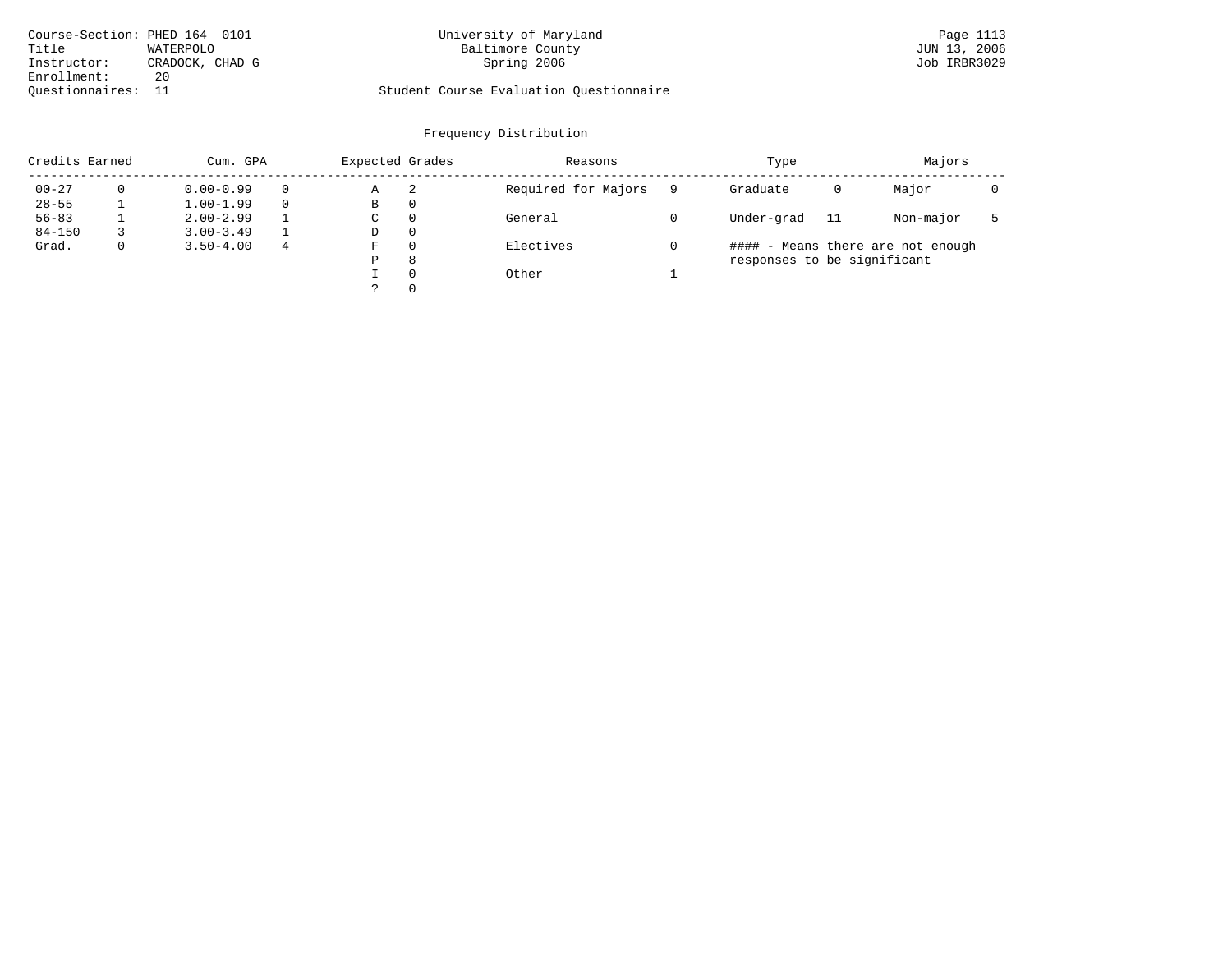Course-Section: PHED 164 0101
Title WATERPOLO
Instructor: CRADOCK, CHAD G
Enrollment: 20
Questionnaires: 11

University of Maryland
Baltimore County
Spring 2006

Student Course Evaluation Questionnaire

Frequency Distribution

| Credits Earned | | Cum. GPA | | Expected Grades | | Reasons | | Type | | Majors | |
|---|---|---|---|---|---|---|---|---|---|---|---|
| 00-27 | 0 | 0.00-0.99 | 0 | A | 2 | Required for Majors | 9 | Graduate | 0 | Major | 0 |
| 28-55 | 1 | 1.00-1.99 | 0 | B | 0 | | | | | | |
| 56-83 | 1 | 2.00-2.99 | 1 | C | 0 | General | 0 | Under-grad | 11 | Non-major | 5 |
| 84-150 | 3 | 3.00-3.49 | 1 | D | 0 | | | | | | |
| Grad. | 0 | 3.50-4.00 | 4 | F | 0 | Electives | 0 | | | | |
| | | | | P | 8 | | | | | | |
| | | | | I | 0 | Other | 1 | | | | |
| | | | | ? | 0 | | | | | | |

#### - Means there are not enough responses to be significant